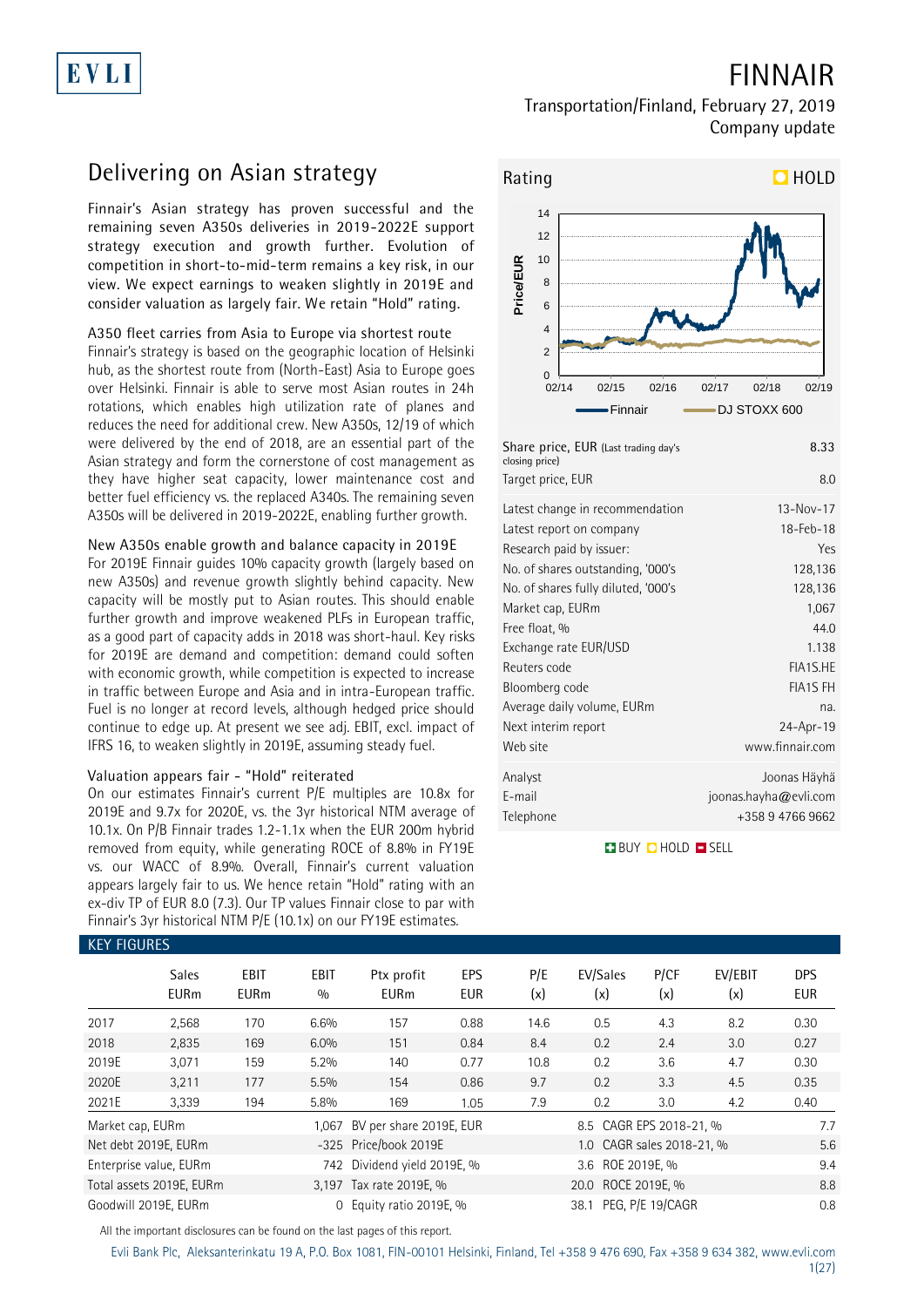# FINNAIR

Transportation/Finland, February 27, 2019

Company update

## Delivering on Asian strategy

Finnair's Asian strategy has proven successful and the remaining seven A350s deliveries in 2019-2022E support strategy execution and growth further. Evolution of competition in short-to-mid-term remains a key risk, in our view. We expect earnings to weaken slightly in 2019E and consider valuation as largely fair. We retain "Hold" rating.

### A350 fleet carries from Asia to Europe via shortest route

Finnair's strategy is based on the geographic location of Helsinki hub, as the shortest route from (North-East) Asia to Europe goes over Helsinki. Finnair is able to serve most Asian routes in 24h rotations, which enables high utilization rate of planes and reduces the need for additional crew. New A350s, 12/19 of which were delivered by the end of 2018, are an essential part of the Asian strategy and form the cornerstone of cost management as they have higher seat capacity, lower maintenance cost and better fuel efficiency vs. the replaced A340s. The remaining seven A350s will be delivered in 2019-2022E, enabling further growth.

### New A350s enable growth and balance capacity in 2019E

For 2019E Finnair guides 10% capacity growth (largely based on new A350s) and revenue growth slightly behind capacity. New capacity will be mostly put to Asian routes. This should enable further growth and improve weakened PLFs in European traffic, as a good part of capacity adds in 2018 was short-haul. Key risks for 2019E are demand and competition: demand could soften with economic growth, while competition is expected to increase in traffic between Europe and Asia and in intra-European traffic. Fuel is no longer at record levels, although hedged price should continue to edge up. At present we see adj. EBIT, excl. impact of IFRS 16, to weaken slightly in 2019E, assuming steady fuel.

### Valuation appears fair - "Hold" reiterated

On our estimates Finnair's current P/E multiples are 10.8x for 2019E and 9.7x for 2020E, vs. the 3yr historical NTM average of 10.1x. On P/B Finnair trades 1.2-1.1x when the EUR 200m hybrid removed from equity, while generating ROCE of 8.8% in FY19E vs. our WACC of 8.9%. Overall, Finnair's current valuation appears largely fair to us. We hence retain "Hold" rating with an ex-div TP of EUR 8.0 (7.3). Our TP values Finnair close to par with Finnair's 3yr historical NTM P/E (10.1x) on our FY19E estimates.

**Rating:** HOLD

| | |
|---|---|
| Share price, EUR (Last trading day's closing price) | 8.33 |
| Target price, EUR | 8.0 |
| Latest change in recommendation | 13-Nov-17 |
| Latest report on company | 18-Feb-18 |
| Research paid by issuer: | Yes |
| No. of shares outstanding, '000's | 128,136 |
| No. of shares fully diluted, '000's | 128,136 |
| Market cap, EURm | 1,067 |
| Free float, % | 44.0 |
| Exchange rate EUR/USD | 1.138 |
| Reuters code | FIA1S.HE |
| Bloomberg code | FIA1S FH |
| Average daily volume, EURm | na. |
| Next interim report | 24-Apr-19 |
| Web site | www.finnair.com |
| Analyst | Joonas Häyhä |
| E-mail | joonas.hayha@evli.com |
| Telephone | +358 9 4766 9662 |

BUY HOLD SELL

### KEY FIGURES

| | Sales EURm | EBIT EURm | EBIT % | Ptx profit EURm | EPS EUR | P/E (x) | EV/Sales (x) | P/CF (x) | EV/EBIT (x) | DPS EUR |
|---|---|---|---|---|---|---|---|---|---|---|
| 2017 | 2,568 | 170 | 6.6% | 157 | 0.88 | 14.6 | 0.5 | 4.3 | 8.2 | 0.30 |
| 2018 | 2,835 | 169 | 6.0% | 151 | 0.84 | 8.4 | 0.2 | 2.4 | 3.0 | 0.27 |
| 2019E | 3,071 | 159 | 5.2% | 140 | 0.77 | 10.8 | 0.2 | 3.6 | 4.7 | 0.30 |
| 2020E | 3,211 | 177 | 5.5% | 154 | 0.86 | 9.7 | 0.2 | 3.3 | 4.5 | 0.35 |
| 2021E | 3,339 | 194 | 5.8% | 169 | 1.05 | 7.9 | 0.2 | 3.0 | 4.2 | 0.40 |

| | | | | | |
|---|---|---|---|---|---|
| Market cap, EURm | 1,067 | BV per share 2019E, EUR | 8.5 | CAGR EPS 2018-21, % | 7.7 |
| Net debt 2019E, EURm | -325 | Price/book 2019E | 1.0 | CAGR sales 2018-21, % | 5.6 |
| Enterprise value, EURm | 742 | Dividend yield 2019E, % | 3.6 | ROE 2019E, % | 9.4 |
| Total assets 2019E, EURm | 3,197 | Tax rate 2019E, % | 20.0 | ROCE 2019E, % | 8.8 |
| Goodwill 2019E, EURm | 0 | Equity ratio 2019E, % | 38.1 | PEG, P/E 19/CAGR | 0.8 |

All the important disclosures can be found on the last pages of this report.

Evli Bank Plc, Aleksanterinkatu 19 A, P.O. Box 1081, FIN-00101 Helsinki, Finland, Tel +358 9 476 690, Fax +358 9 634 382, www.evli.com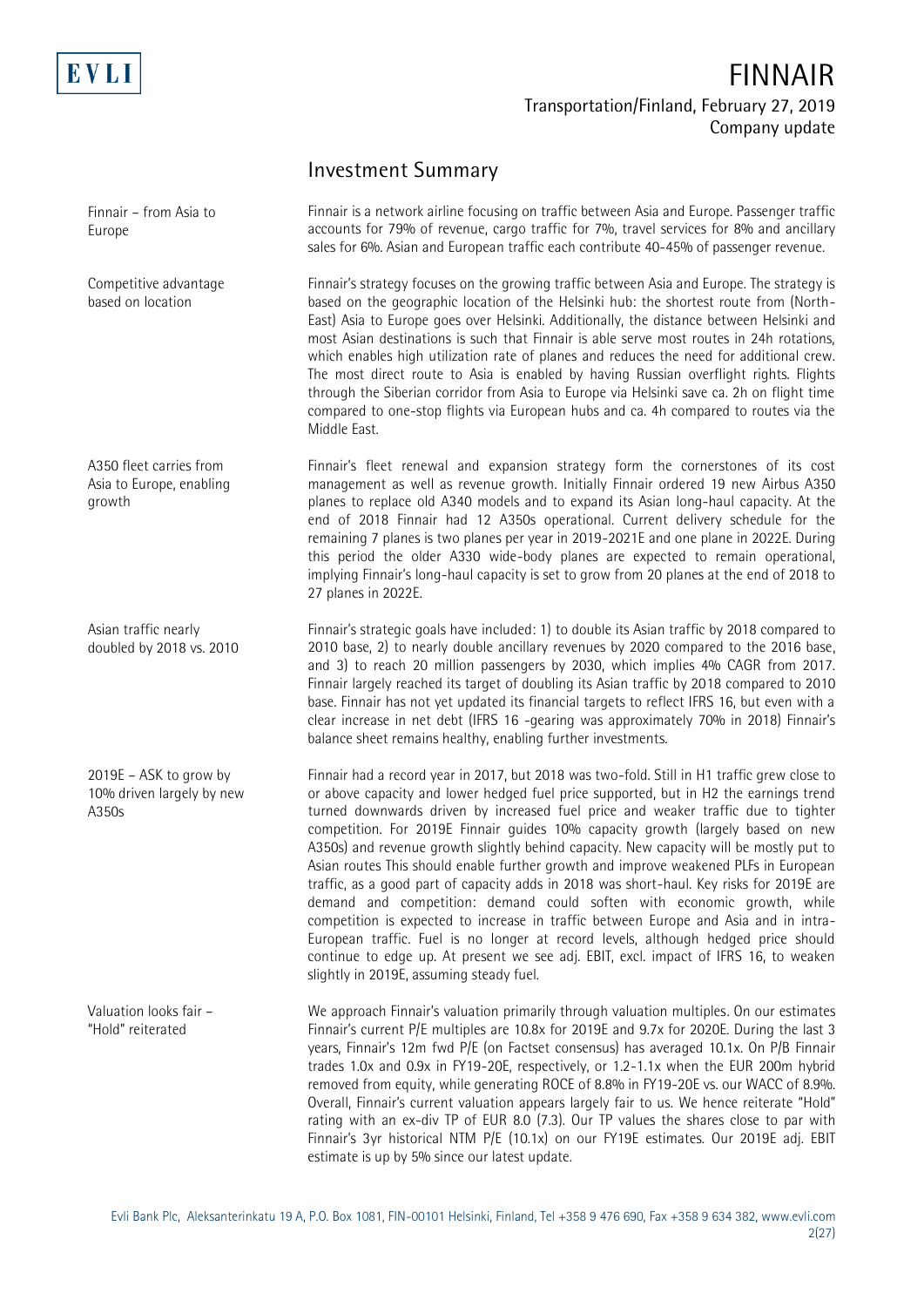## Investment Summary

**Finnair – from Asia to Europe**

Finnair is a network airline focusing on traffic between Asia and Europe. Passenger traffic accounts for 79% of revenue, cargo traffic for 7%, travel services for 8% and ancillary sales for 6%. Asian and European traffic each contribute 40-45% of passenger revenue.

**Competitive advantage based on location**

Finnair's strategy focuses on the growing traffic between Asia and Europe. The strategy is based on the geographic location of the Helsinki hub: the shortest route from (North-East) Asia to Europe goes over Helsinki. Additionally, the distance between Helsinki and most Asian destinations is such that Finnair is able serve most routes in 24h rotations, which enables high utilization rate of planes and reduces the need for additional crew. The most direct route to Asia is enabled by having Russian overflight rights. Flights through the Siberian corridor from Asia to Europe via Helsinki save ca. 2h on flight time compared to one-stop flights via European hubs and ca. 4h compared to routes via the Middle East.

**A350 fleet carries from Asia to Europe, enabling growth**

Finnair's fleet renewal and expansion strategy form the cornerstones of its cost management as well as revenue growth. Initially Finnair ordered 19 new Airbus A350 planes to replace old A340 models and to expand its Asian long-haul capacity. At the end of 2018 Finnair had 12 A350s operational. Current delivery schedule for the remaining 7 planes is two planes per year in 2019-2021E and one plane in 2022E. During this period the older A330 wide-body planes are expected to remain operational, implying Finnair's long-haul capacity is set to grow from 20 planes at the end of 2018 to 27 planes in 2022E.

**Asian traffic nearly doubled by 2018 vs. 2010**

Finnair's strategic goals have included: 1) to double its Asian traffic by 2018 compared to 2010 base, 2) to nearly double ancillary revenues by 2020 compared to the 2016 base, and 3) to reach 20 million passengers by 2030, which implies 4% CAGR from 2017. Finnair largely reached its target of doubling its Asian traffic by 2018 compared to 2010 base. Finnair has not yet updated its financial targets to reflect IFRS 16, but even with a clear increase in net debt (IFRS 16 -gearing was approximately 70% in 2018) Finnair's balance sheet remains healthy, enabling further investments.

**2019E – ASK to grow by 10% driven largely by new A350s**

Finnair had a record year in 2017, but 2018 was two-fold. Still in H1 traffic grew close to or above capacity and lower hedged fuel price supported, but in H2 the earnings trend turned downwards driven by increased fuel price and weaker traffic due to tighter competition. For 2019E Finnair guides 10% capacity growth (largely based on new A350s) and revenue growth slightly behind capacity. New capacity will be mostly put to Asian routes This should enable further growth and improve weakened PLFs in European traffic, as a good part of capacity adds in 2018 was short-haul. Key risks for 2019E are demand and competition: demand could soften with economic growth, while competition is expected to increase in traffic between Europe and Asia and in intra-European traffic. Fuel is no longer at record levels, although hedged price should continue to edge up. At present we see adj. EBIT, excl. impact of IFRS 16, to weaken slightly in 2019E, assuming steady fuel.

**Valuation looks fair – "Hold" reiterated**

We approach Finnair's valuation primarily through valuation multiples. On our estimates Finnair's current P/E multiples are 10.8x for 2019E and 9.7x for 2020E. During the last 3 years, Finnair's 12m fwd P/E (on Factset consensus) has averaged 10.1x. On P/B Finnair trades 1.0x and 0.9x in FY19-20E, respectively, or 1.2-1.1x when the EUR 200m hybrid removed from equity, while generating ROCE of 8.8% in FY19-20E vs. our WACC of 8.9%. Overall, Finnair's current valuation appears largely fair to us. We hence reiterate "Hold" rating with an ex-div TP of EUR 8.0 (7.3). Our TP values the shares close to par with Finnair's 3yr historical NTM P/E (10.1x) on our FY19E estimates. Our 2019E adj. EBIT estimate is up by 5% since our latest update.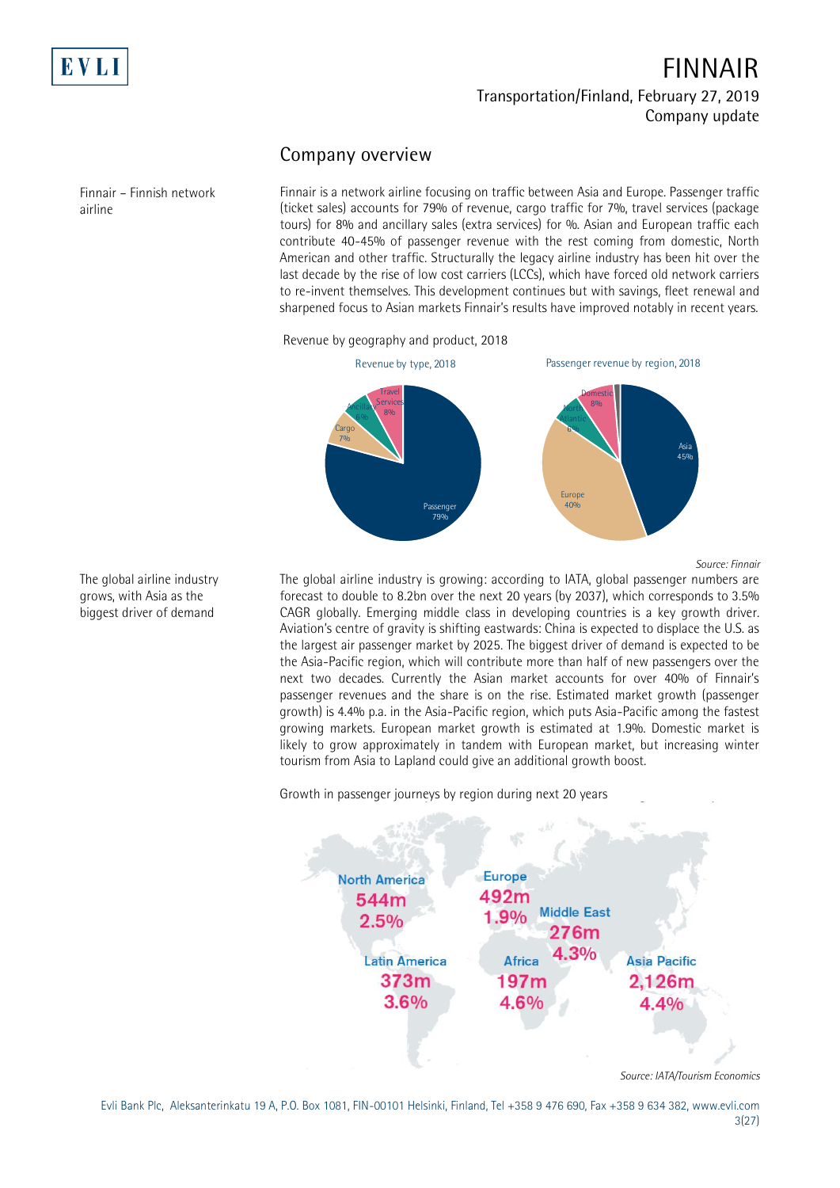## Company overview

Finnair – Finnish network airline

Finnair is a network airline focusing on traffic between Asia and Europe. Passenger traffic (ticket sales) accounts for 79% of revenue, cargo traffic for 7%, travel services (package tours) for 8% and ancillary sales (extra services) for %. Asian and European traffic each contribute 40-45% of passenger revenue with the rest coming from domestic, North American and other traffic. Structurally the legacy airline industry has been hit over the last decade by the rise of low cost carriers (LCCs), which have forced old network carriers to re-invent themselves. This development continues but with savings, fleet renewal and sharpened focus to Asian markets Finnair's results have improved notably in recent years.

Revenue by geography and product, 2018

Revenue by type, 2018: Passenger 79%, Cargo 7%, Ancillary 6%, Travel Services 8%

Passenger revenue by region, 2018: Asia 45%, Europe 40%, North Atlantic 6%, Domestic 8%

*Source: Finnair*

The global airline industry grows, with Asia as the biggest driver of demand

The global airline industry is growing: according to IATA, global passenger numbers are forecast to double to 8.2bn over the next 20 years (by 2037), which corresponds to 3.5% CAGR globally. Emerging middle class in developing countries is a key growth driver. Aviation's centre of gravity is shifting eastwards: China is expected to displace the U.S. as the largest air passenger market by 2025. The biggest driver of demand is expected to be the Asia-Pacific region, which will contribute more than half of new passengers over the next two decades. Currently the Asian market accounts for over 40% of Finnair's passenger revenues and the share is on the rise. Estimated market growth (passenger growth) is 4.4% p.a. in the Asia-Pacific region, which puts Asia-Pacific among the fastest growing markets. European market growth is estimated at 1.9%. Domestic market is likely to grow approximately in tandem with European market, but increasing winter tourism from Asia to Lapland could give an additional growth boost.

Growth in passenger journeys by region during next 20 years

| Region | Passenger journeys | Growth |
|---|---|---|
| North America | 544m | 2.5% |
| Europe | 492m | 1.9% |
| Middle East | 276m | 4.3% |
| Latin America | 373m | 3.6% |
| Africa | 197m | 4.6% |
| Asia Pacific | 2,126m | 4.4% |

*Source: IATA/Tourism Economics*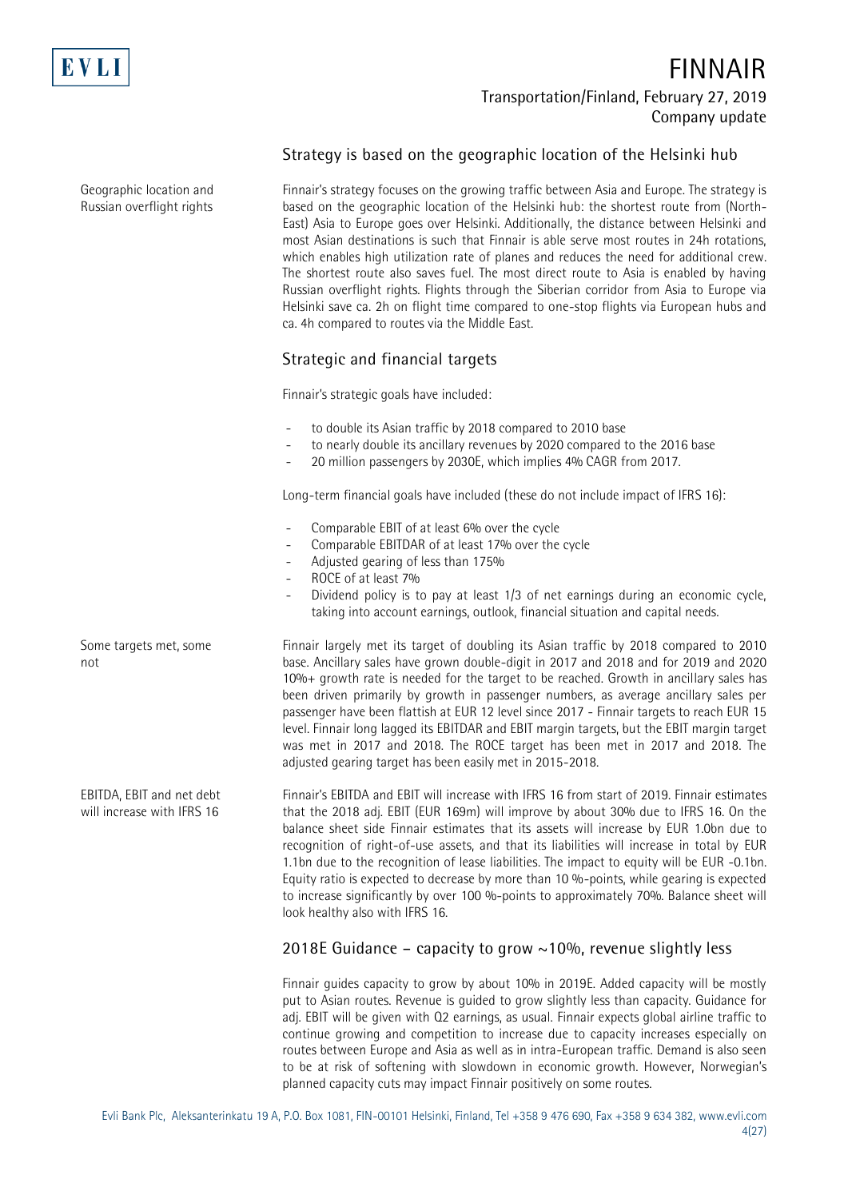## Strategy is based on the geographic location of the Helsinki hub

**Geographic location and Russian overflight rights**

Finnair's strategy focuses on the growing traffic between Asia and Europe. The strategy is based on the geographic location of the Helsinki hub: the shortest route from (North-East) Asia to Europe goes over Helsinki. Additionally, the distance between Helsinki and most Asian destinations is such that Finnair is able serve most routes in 24h rotations, which enables high utilization rate of planes and reduces the need for additional crew. The shortest route also saves fuel. The most direct route to Asia is enabled by having Russian overflight rights. Flights through the Siberian corridor from Asia to Europe via Helsinki save ca. 2h on flight time compared to one-stop flights via European hubs and ca. 4h compared to routes via the Middle East.

## Strategic and financial targets

Finnair's strategic goals have included:

- to double its Asian traffic by 2018 compared to 2010 base
- to nearly double its ancillary revenues by 2020 compared to the 2016 base
- 20 million passengers by 2030E, which implies 4% CAGR from 2017.

Long-term financial goals have included (these do not include impact of IFRS 16):

- Comparable EBIT of at least 6% over the cycle
- Comparable EBITDAR of at least 17% over the cycle
- Adjusted gearing of less than 175%
- ROCE of at least 7%
- Dividend policy is to pay at least 1/3 of net earnings during an economic cycle, taking into account earnings, outlook, financial situation and capital needs.

**Some targets met, some not**

Finnair largely met its target of doubling its Asian traffic by 2018 compared to 2010 base. Ancillary sales have grown double-digit in 2017 and 2018 and for 2019 and 2020 10%+ growth rate is needed for the target to be reached. Growth in ancillary sales has been driven primarily by growth in passenger numbers, as average ancillary sales per passenger have been flattish at EUR 12 level since 2017 - Finnair targets to reach EUR 15 level. Finnair long lagged its EBITDAR and EBIT margin targets, but the EBIT margin target was met in 2017 and 2018. The ROCE target has been met in 2017 and 2018. The adjusted gearing target has been easily met in 2015-2018.

**EBITDA, EBIT and net debt will increase with IFRS 16**

Finnair's EBITDA and EBIT will increase with IFRS 16 from start of 2019. Finnair estimates that the 2018 adj. EBIT (EUR 169m) will improve by about 30% due to IFRS 16. On the balance sheet side Finnair estimates that its assets will increase by EUR 1.0bn due to recognition of right-of-use assets, and that its liabilities will increase in total by EUR 1.1bn due to the recognition of lease liabilities. The impact to equity will be EUR -0.1bn. Equity ratio is expected to decrease by more than 10 %-points, while gearing is expected to increase significantly by over 100 %-points to approximately 70%. Balance sheet will look healthy also with IFRS 16.

## 2018E Guidance – capacity to grow ~10%, revenue slightly less

Finnair guides capacity to grow by about 10% in 2019E. Added capacity will be mostly put to Asian routes. Revenue is guided to grow slightly less than capacity. Guidance for adj. EBIT will be given with Q2 earnings, as usual. Finnair expects global airline traffic to continue growing and competition to increase due to capacity increases especially on routes between Europe and Asia as well as in intra-European traffic. Demand is also seen to be at risk of softening with slowdown in economic growth. However, Norwegian's planned capacity cuts may impact Finnair positively on some routes.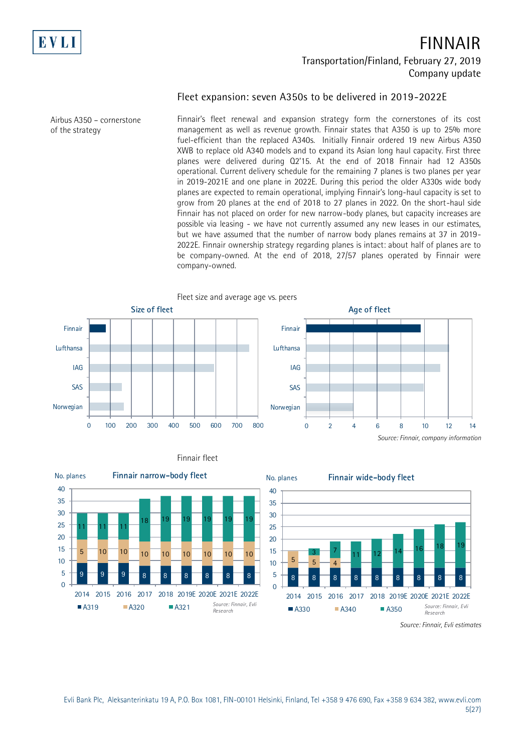## Fleet expansion: seven A350s to be delivered in 2019-2022E

**Airbus A350 – cornerstone of the strategy**

Finnair's fleet renewal and expansion strategy form the cornerstones of its cost management as well as revenue growth. Finnair states that A350 is up to 25% more fuel-efficient than the replaced A340s. Initially Finnair ordered 19 new Airbus A350 XWB to replace old A340 models and to expand its Asian long haul capacity. First three planes were delivered during Q2'15. At the end of 2018 Finnair had 12 A350s operational. Current delivery schedule for the remaining 7 planes is two planes per year in 2019-2021E and one plane in 2022E. During this period the older A330s wide body planes are expected to remain operational, implying Finnair's long-haul capacity is set to grow from 20 planes at the end of 2018 to 27 planes in 2022. On the short-haul side Finnair has not placed on order for new narrow-body planes, but capacity increases are possible via leasing - we have not currently assumed any new leases in our estimates, but we have assumed that the number of narrow body planes remains at 37 in 2019-2022E. Finnair ownership strategy regarding planes is intact: about half of planes are to be company-owned. At the end of 2018, 27/57 planes operated by Finnair were company-owned.

Fleet size and average age vs. peers

**Size of fleet**

| | Size of fleet |
|---|---|
| Finnair | ~80 |
| Lufthansa | ~760 |
| IAG | ~595 |
| SAS | ~155 |
| Norwegian | ~165 |

**Age of fleet**

| | Age of fleet |
|---|---|
| Finnair | ~9.7 |
| Lufthansa | ~12.1 |
| IAG | ~11.4 |
| SAS | ~9.9 |
| Norwegian | ~4.0 |

*Source: Finnair, company information*

Finnair fleet

**Finnair narrow-body fleet** (No. planes)

| | 2014 | 2015 | 2016 | 2017 | 2018 | 2019E | 2020E | 2021E | 2022E |
|---|---|---|---|---|---|---|---|---|---|
| A319 | 9 | 9 | 9 | 8 | 8 | 8 | 8 | 8 | 8 |
| A320 | 5 | 10 | 10 | 10 | 10 | 10 | 10 | 10 | 10 |
| A321 | 11 | 11 | 11 | 18 | 19 | 19 | 19 | 19 | 19 |

*Source: Finnair, Evli Research*

**Finnair wide-body fleet** (No. planes)

| | 2014 | 2015 | 2016 | 2017 | 2018 | 2019E | 2020E | 2021E | 2022E |
|---|---|---|---|---|---|---|---|---|---|
| A330 | 8 | 8 | 8 | 8 | 8 | 8 | 8 | 8 | 8 |
| A340 | 5 | 5 | 4 | | | | | | |
| A350 | | 3 | 7 | 11 | 12 | 14 | 16 | 18 | 19 |

*Source: Finnair, Evli Research*

*Source: Finnair, Evli estimates*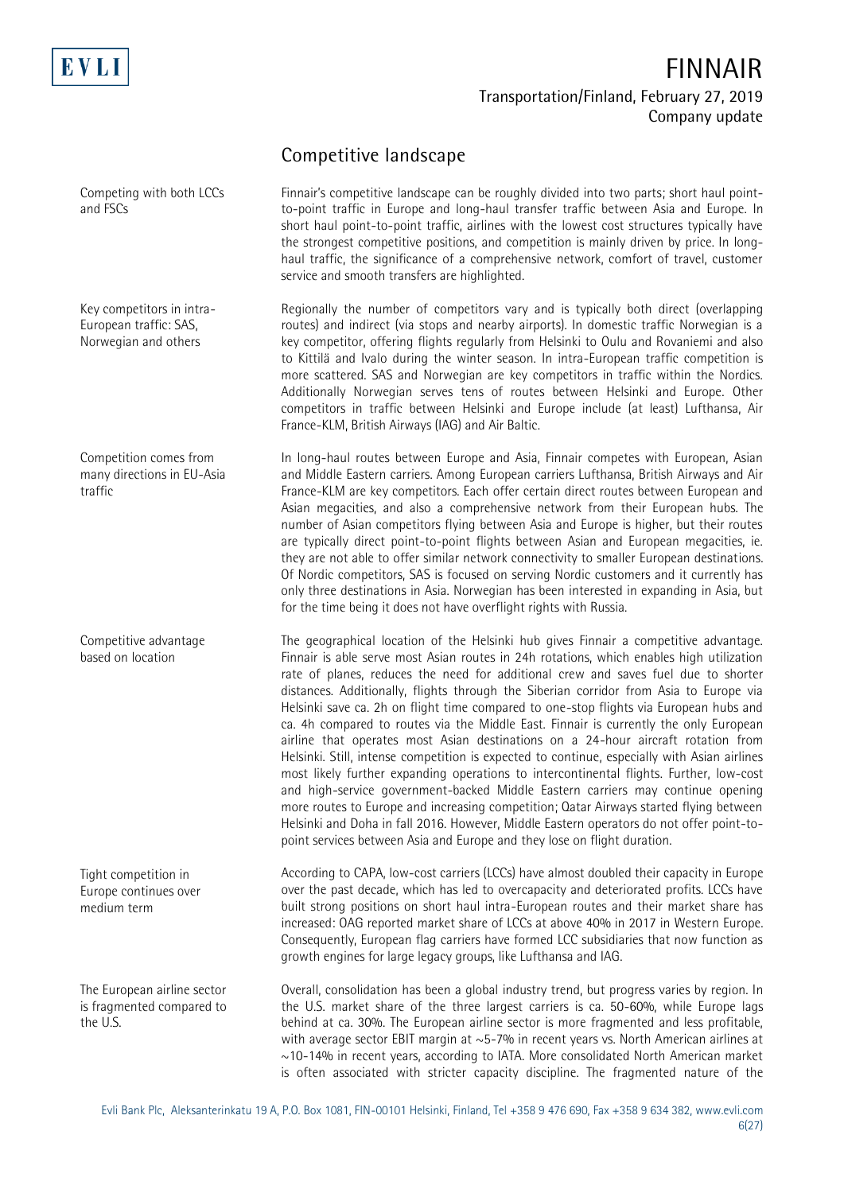## Competitive landscape

Competing with both LCCs and FSCs

Finnair's competitive landscape can be roughly divided into two parts; short haul point-to-point traffic in Europe and long-haul transfer traffic between Asia and Europe. In short haul point-to-point traffic, airlines with the lowest cost structures typically have the strongest competitive positions, and competition is mainly driven by price. In long-haul traffic, the significance of a comprehensive network, comfort of travel, customer service and smooth transfers are highlighted.

Key competitors in intra-European traffic: SAS, Norwegian and others

Regionally the number of competitors vary and is typically both direct (overlapping routes) and indirect (via stops and nearby airports). In domestic traffic Norwegian is a key competitor, offering flights regularly from Helsinki to Oulu and Rovaniemi and also to Kittilä and Ivalo during the winter season. In intra-European traffic competition is more scattered. SAS and Norwegian are key competitors in traffic within the Nordics. Additionally Norwegian serves tens of routes between Helsinki and Europe. Other competitors in traffic between Helsinki and Europe include (at least) Lufthansa, Air France-KLM, British Airways (IAG) and Air Baltic.

Competition comes from many directions in EU-Asia traffic

In long-haul routes between Europe and Asia, Finnair competes with European, Asian and Middle Eastern carriers. Among European carriers Lufthansa, British Airways and Air France-KLM are key competitors. Each offer certain direct routes between European and Asian megacities, and also a comprehensive network from their European hubs. The number of Asian competitors flying between Asia and Europe is higher, but their routes are typically direct point-to-point flights between Asian and European megacities, ie. they are not able to offer similar network connectivity to smaller European destinations. Of Nordic competitors, SAS is focused on serving Nordic customers and it currently has only three destinations in Asia. Norwegian has been interested in expanding in Asia, but for the time being it does not have overflight rights with Russia.

Competitive advantage based on location

The geographical location of the Helsinki hub gives Finnair a competitive advantage. Finnair is able serve most Asian routes in 24h rotations, which enables high utilization rate of planes, reduces the need for additional crew and saves fuel due to shorter distances. Additionally, flights through the Siberian corridor from Asia to Europe via Helsinki save ca. 2h on flight time compared to one-stop flights via European hubs and ca. 4h compared to routes via the Middle East. Finnair is currently the only European airline that operates most Asian destinations on a 24-hour aircraft rotation from Helsinki. Still, intense competition is expected to continue, especially with Asian airlines most likely further expanding operations to intercontinental flights. Further, low-cost and high-service government-backed Middle Eastern carriers may continue opening more routes to Europe and increasing competition; Qatar Airways started flying between Helsinki and Doha in fall 2016. However, Middle Eastern operators do not offer point-to-point services between Asia and Europe and they lose on flight duration.

Tight competition in Europe continues over medium term

According to CAPA, low-cost carriers (LCCs) have almost doubled their capacity in Europe over the past decade, which has led to overcapacity and deteriorated profits. LCCs have built strong positions on short haul intra-European routes and their market share has increased: OAG reported market share of LCCs at above 40% in 2017 in Western Europe. Consequently, European flag carriers have formed LCC subsidiaries that now function as growth engines for large legacy groups, like Lufthansa and IAG.

The European airline sector is fragmented compared to the U.S.

Overall, consolidation has been a global industry trend, but progress varies by region. In the U.S. market share of the three largest carriers is ca. 50-60%, while Europe lags behind at ca. 30%. The European airline sector is more fragmented and less profitable, with average sector EBIT margin at ~5-7% in recent years vs. North American airlines at ~10-14% in recent years, according to IATA. More consolidated North American market is often associated with stricter capacity discipline. The fragmented nature of the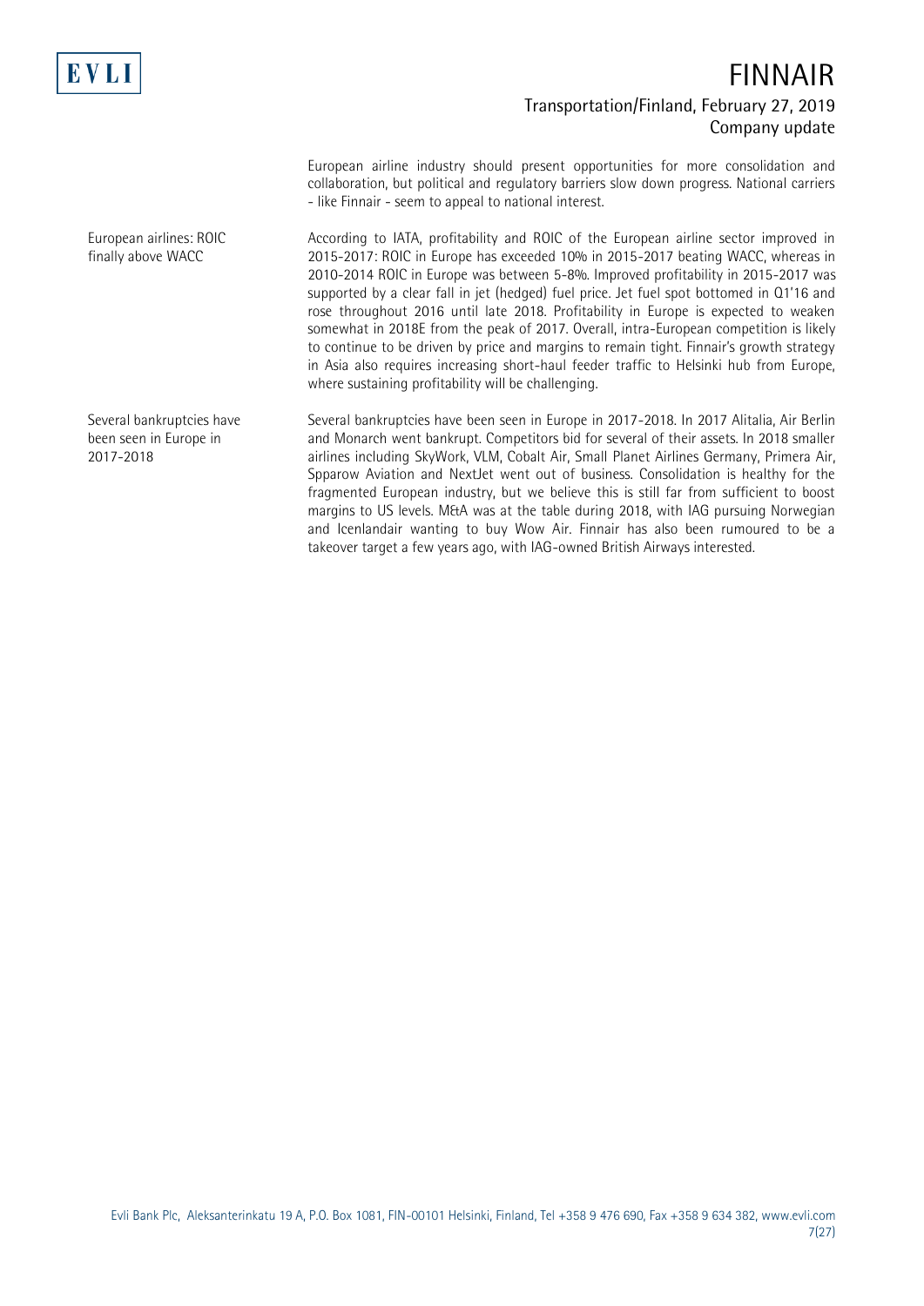European airline industry should present opportunities for more consolidation and collaboration, but political and regulatory barriers slow down progress. National carriers - like Finnair - seem to appeal to national interest.

**European airlines: ROIC finally above WACC**

According to IATA, profitability and ROIC of the European airline sector improved in 2015-2017: ROIC in Europe has exceeded 10% in 2015-2017 beating WACC, whereas in 2010-2014 ROIC in Europe was between 5-8%. Improved profitability in 2015-2017 was supported by a clear fall in jet (hedged) fuel price. Jet fuel spot bottomed in Q1'16 and rose throughout 2016 until late 2018. Profitability in Europe is expected to weaken somewhat in 2018E from the peak of 2017. Overall, intra-European competition is likely to continue to be driven by price and margins to remain tight. Finnair's growth strategy in Asia also requires increasing short-haul feeder traffic to Helsinki hub from Europe, where sustaining profitability will be challenging.

**Several bankruptcies have been seen in Europe in 2017-2018**

Several bankruptcies have been seen in Europe in 2017-2018. In 2017 Alitalia, Air Berlin and Monarch went bankrupt. Competitors bid for several of their assets. In 2018 smaller airlines including SkyWork, VLM, Cobalt Air, Small Planet Airlines Germany, Primera Air, Spparow Aviation and NextJet went out of business. Consolidation is healthy for the fragmented European industry, but we believe this is still far from sufficient to boost margins to US levels. M&A was at the table during 2018, with IAG pursuing Norwegian and Icenlandair wanting to buy Wow Air. Finnair has also been rumoured to be a takeover target a few years ago, with IAG-owned British Airways interested.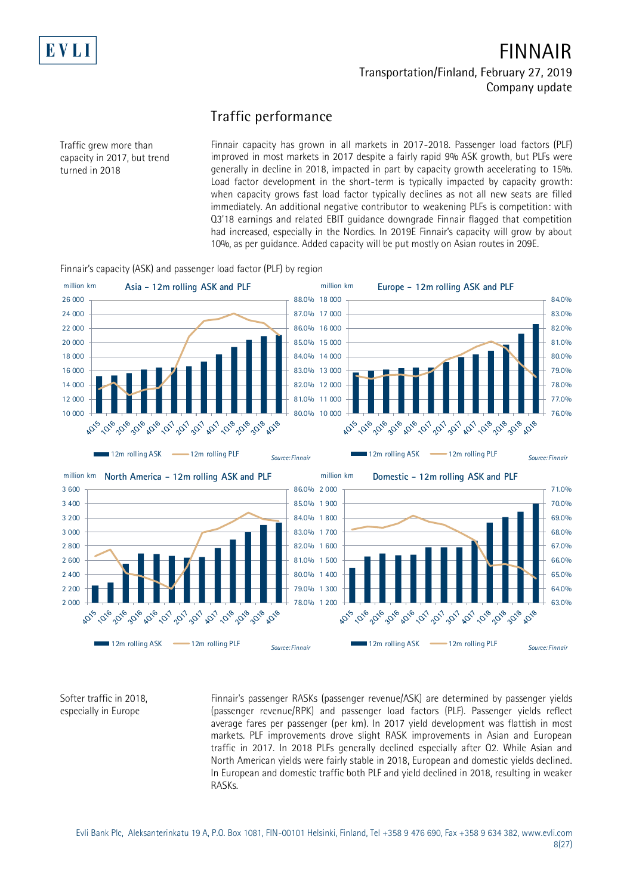# Traffic performance

Traffic grew more than capacity in 2017, but trend turned in 2018

Finnair capacity has grown in all markets in 2017-2018. Passenger load factors (PLF) improved in most markets in 2017 despite a fairly rapid 9% ASK growth, but PLFs were generally in decline in 2018, impacted in part by capacity growth accelerating to 15%. Load factor development in the short-term is typically impacted by capacity growth: when capacity grows fast load factor typically declines as not all new seats are filled immediately. An additional negative contributor to weakening PLFs is competition: with Q3'18 earnings and related EBIT guidance downgrade Finnair flagged that competition had increased, especially in the Nordics. In 2019E Finnair's capacity will grow by about 10%, as per guidance. Added capacity will be put mostly on Asian routes in 209E.

Finnair's capacity (ASK) and passenger load factor (PLF) by region

Softer traffic in 2018, especially in Europe

Finnair's passenger RASKs (passenger revenue/ASK) are determined by passenger yields (passenger revenue/RPK) and passenger load factors (PLF). Passenger yields reflect average fares per passenger (per km). In 2017 yield development was flattish in most markets. PLF improvements drove slight RASK improvements in Asian and European traffic in 2017. In 2018 PLFs generally declined especially after Q2. While Asian and North American yields were fairly stable in 2018, European and domestic yields declined. In European and domestic traffic both PLF and yield declined in 2018, resulting in weaker RASKs.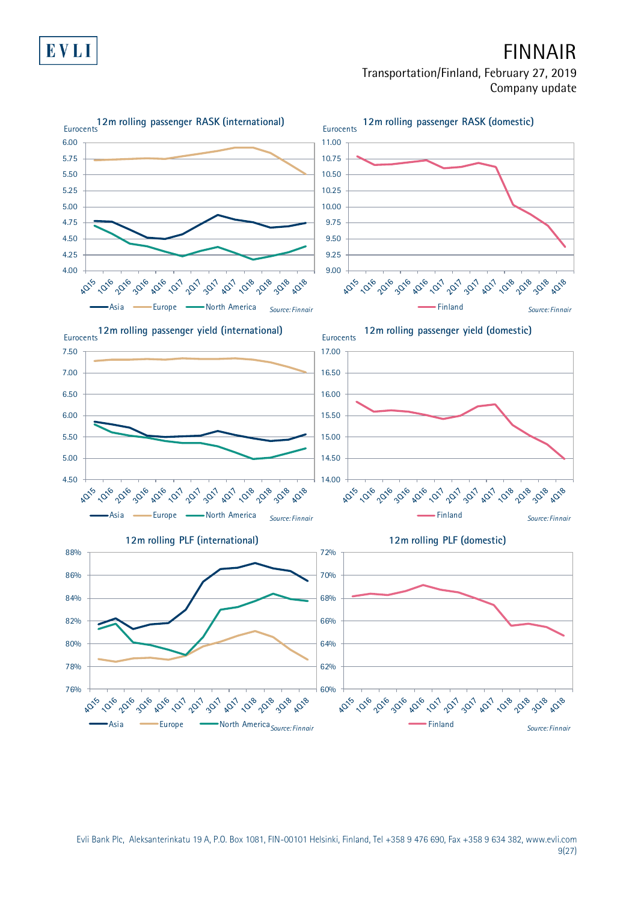## 12m rolling passenger RASK (international)

Eurocents

Asia | Europe | North America

*Source: Finnair*

## 12m rolling passenger RASK (domestic)

Eurocents

Finland

*Source: Finnair*

## 12m rolling passenger yield (international)

Eurocents

Asia | Europe | North America

*Source: Finnair*

## 12m rolling passenger yield (domestic)

Eurocents

Finland

*Source: Finnair*

## 12m rolling PLF (international)

Asia | Europe | North America

*Source: Finnair*

## 12m rolling PLF (domestic)

Finland

*Source: Finnair*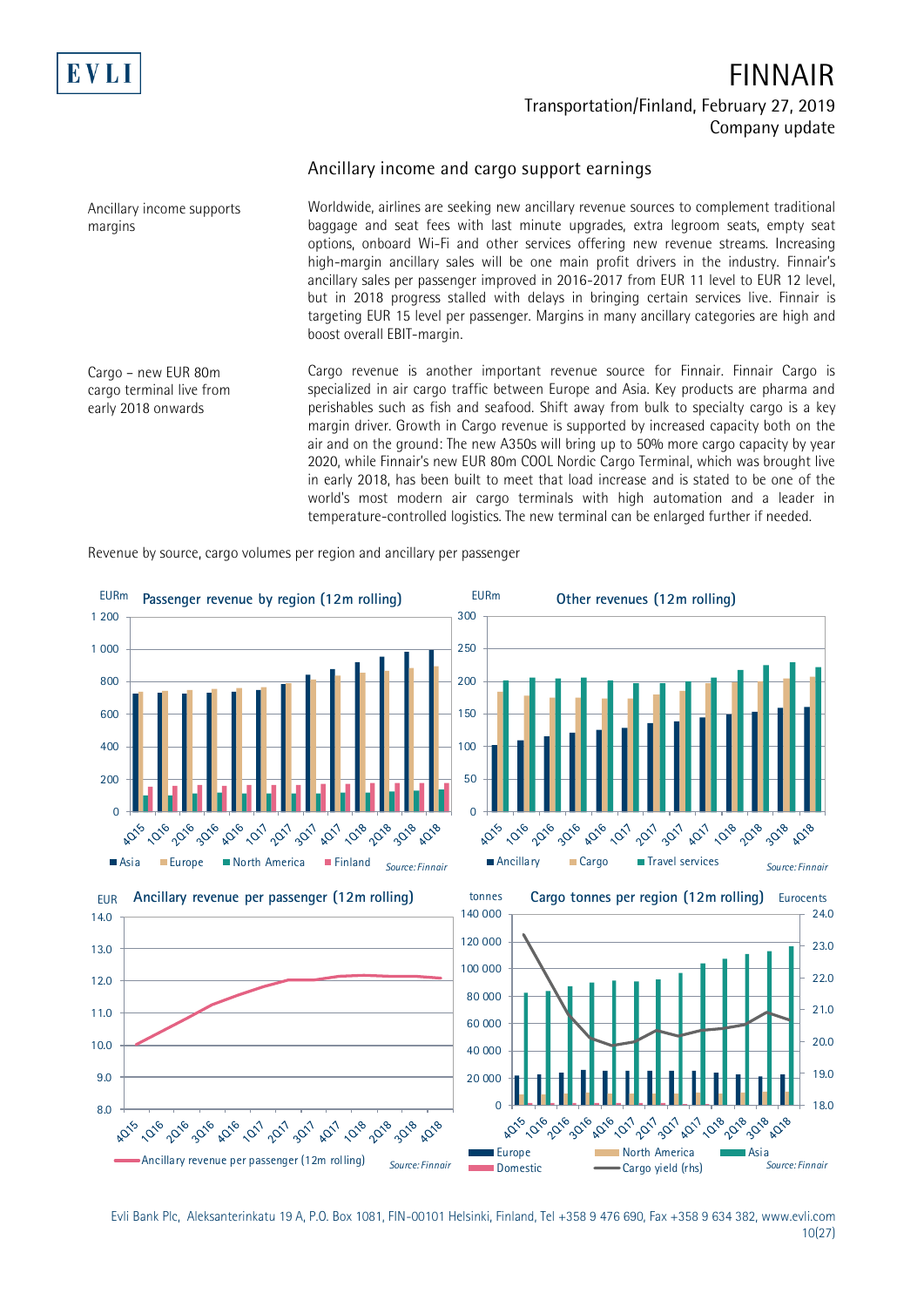## Ancillary income and cargo support earnings

**Ancillary income supports margins**

Worldwide, airlines are seeking new ancillary revenue sources to complement traditional baggage and seat fees with last minute upgrades, extra legroom seats, empty seat options, onboard Wi-Fi and other services offering new revenue streams. Increasing high-margin ancillary sales will be one main profit drivers in the industry. Finnair's ancillary sales per passenger improved in 2016-2017 from EUR 11 level to EUR 12 level, but in 2018 progress stalled with delays in bringing certain services live. Finnair is targeting EUR 15 level per passenger. Margins in many ancillary categories are high and boost overall EBIT-margin.

**Cargo – new EUR 80m cargo terminal live from early 2018 onwards**

Cargo revenue is another important revenue source for Finnair. Finnair Cargo is specialized in air cargo traffic between Europe and Asia. Key products are pharma and perishables such as fish and seafood. Shift away from bulk to specialty cargo is a key margin driver. Growth in Cargo revenue is supported by increased capacity both on the air and on the ground: The new A350s will bring up to 50% more cargo capacity by year 2020, while Finnair's new EUR 80m COOL Nordic Cargo Terminal, which was brought live in early 2018, has been built to meet that load increase and is stated to be one of the world's most modern air cargo terminals with high automation and a leader in temperature-controlled logistics. The new terminal can be enlarged further if needed.

Revenue by source, cargo volumes per region and ancillary per passenger

Passenger revenue by region (12m rolling) — EURm. Series: Asia, Europe, North America, Finland. Quarters 4Q15–4Q18. Source: Finnair

Other revenues (12m rolling) — EURm. Series: Ancillary, Cargo, Travel services. Quarters 4Q15–4Q18. Source: Finnair

Ancillary revenue per passenger (12m rolling) — EUR. Quarters 4Q15–4Q18. Source: Finnair

Cargo tonnes per region (12m rolling) — tonnes; Eurocents (rhs). Series: Europe, North America, Asia, Domestic, Cargo yield (rhs). Quarters 4Q15–4Q18. Source: Finnair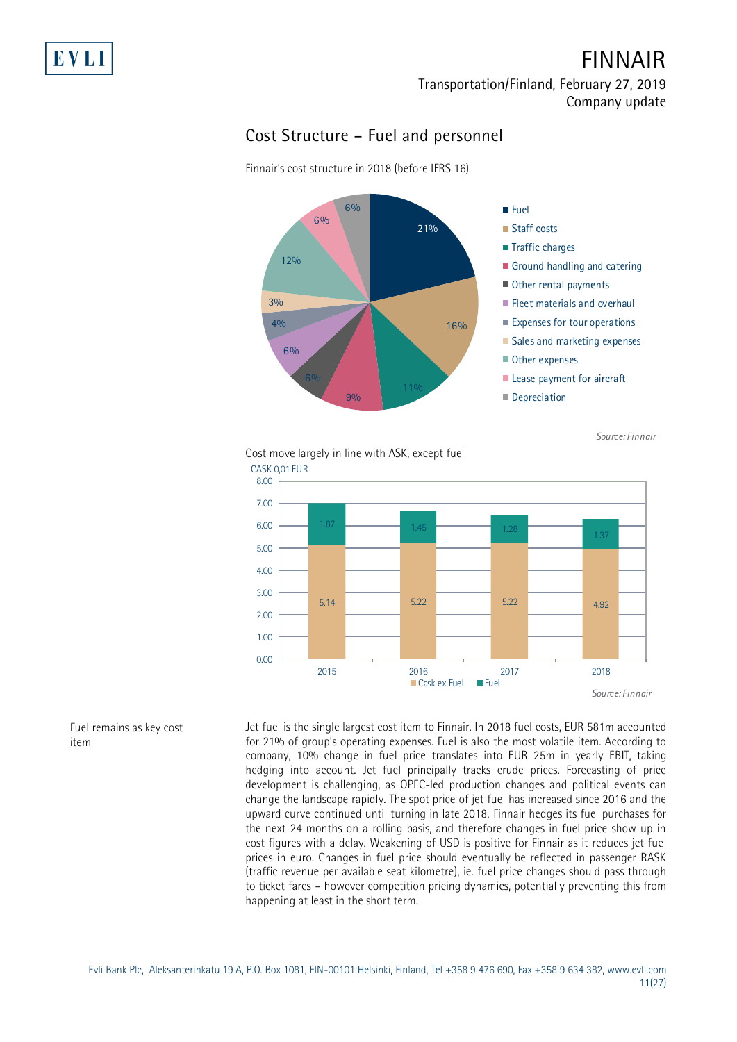## Cost Structure – Fuel and personnel

Finnair's cost structure in 2018 (before IFRS 16)

| Cost item | Share |
| --- | --- |
| Fuel | 21% |
| Staff costs | 16% |
| Traffic charges | 11% |
| Ground handling and catering | 9% |
| Other rental payments | 6% |
| Fleet materials and overhaul | 6% |
| Expenses for tour operations | 4% |
| Sales and marketing expenses | 3% |
| Other expenses | 12% |
| Lease payment for aircraft | 6% |
| Depreciation | 6% |

*Source: Finnair*

Cost move largely in line with ASK, except fuel

CASK 0,01 EUR

| | 2015 | 2016 | 2017 | 2018 |
| --- | --- | --- | --- | --- |
| Cask ex Fuel | 5.14 | 5.22 | 5.22 | 4.92 |
| Fuel | 1.87 | 1.45 | 1.28 | 1.37 |

*Source: Finnair*

Fuel remains as key cost item

Jet fuel is the single largest cost item to Finnair. In 2018 fuel costs, EUR 581m accounted for 21% of group's operating expenses. Fuel is also the most volatile item. According to company, 10% change in fuel price translates into EUR 25m in yearly EBIT, taking hedging into account. Jet fuel principally tracks crude prices. Forecasting of price development is challenging, as OPEC-led production changes and political events can change the landscape rapidly. The spot price of jet fuel has increased since 2016 and the upward curve continued until turning in late 2018. Finnair hedges its fuel purchases for the next 24 months on a rolling basis, and therefore changes in fuel price show up in cost figures with a delay. Weakening of USD is positive for Finnair as it reduces jet fuel prices in euro. Changes in fuel price should eventually be reflected in passenger RASK (traffic revenue per available seat kilometre), ie. fuel price changes should pass through to ticket fares – however competition pricing dynamics, potentially preventing this from happening at least in the short term.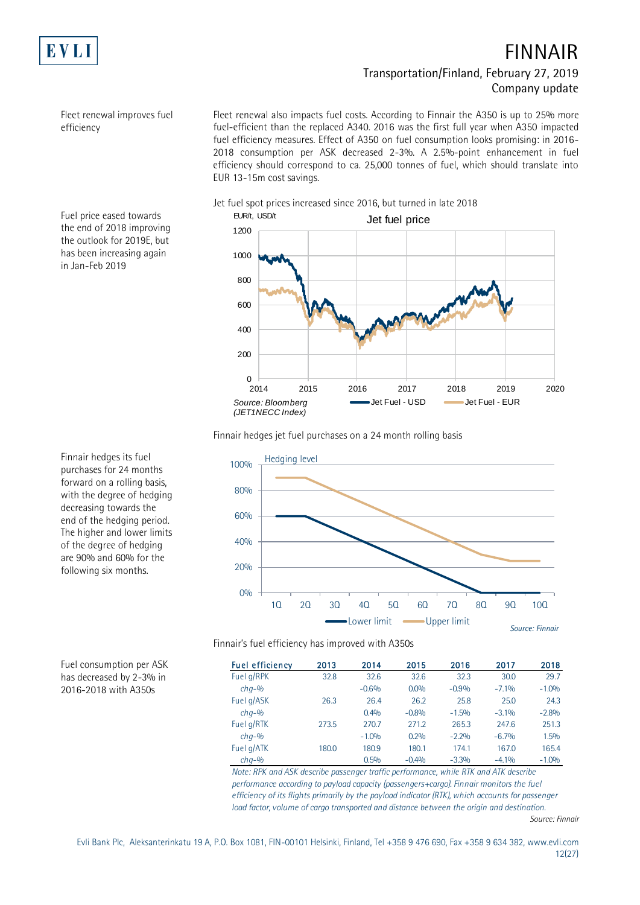Fleet renewal improves fuel efficiency

Fleet renewal also impacts fuel costs. According to Finnair the A350 is up to 25% more fuel-efficient than the replaced A340. 2016 was the first full year when A350 impacted fuel efficiency measures. Effect of A350 on fuel consumption looks promising: in 2016-2018 consumption per ASK decreased 2-3%. A 2.5%-point enhancement in fuel efficiency should correspond to ca. 25,000 tonnes of fuel, which should translate into EUR 13-15m cost savings.

Fuel price eased towards the end of 2018 improving the outlook for 2019E, but has been increasing again in Jan-Feb 2019

Jet fuel spot prices increased since 2016, but turned in late 2018

Source: Bloomberg (JET1NECC Index)

Finnair hedges its fuel purchases for 24 months forward on a rolling basis, with the degree of hedging decreasing towards the end of the hedging period. The higher and lower limits of the degree of hedging are 90% and 60% for the following six months.

Finnair hedges jet fuel purchases on a 24 month rolling basis

Source: Finnair

Fuel consumption per ASK has decreased by 2-3% in 2016-2018 with A350s

Finnair's fuel efficiency has improved with A350s

| Fuel efficiency | 2013 | 2014 | 2015 | 2016 | 2017 | 2018 |
|---|---|---|---|---|---|---|
| Fuel g/RPK | 32.8 | 32.6 | 32.6 | 32.3 | 30.0 | 29.7 |
| *chg-%* | | -0.6% | 0.0% | -0.9% | -7.1% | -1.0% |
| Fuel g/ASK | 26.3 | 26.4 | 26.2 | 25.8 | 25.0 | 24.3 |
| *chg-%* | | 0.4% | -0.8% | -1.5% | -3.1% | -2.8% |
| Fuel g/RTK | 273.5 | 270.7 | 271.2 | 265.3 | 247.6 | 251.3 |
| *chg-%* | | -1.0% | 0.2% | -2.2% | -6.7% | 1.5% |
| Fuel g/ATK | 180.0 | 180.9 | 180.1 | 174.1 | 167.0 | 165.4 |
| *chg-%* | | 0.5% | -0.4% | -3.3% | -4.1% | -1.0% |

*Note: RPK and ASK describe passenger traffic performance, while RTK and ATK describe performance according to payload capacity (passengers+cargo). Finnair monitors the fuel efficiency of its flights primarily by the payload indicator (RTK), which accounts for passenger load factor, volume of cargo transported and distance between the origin and destination.*

Source: Finnair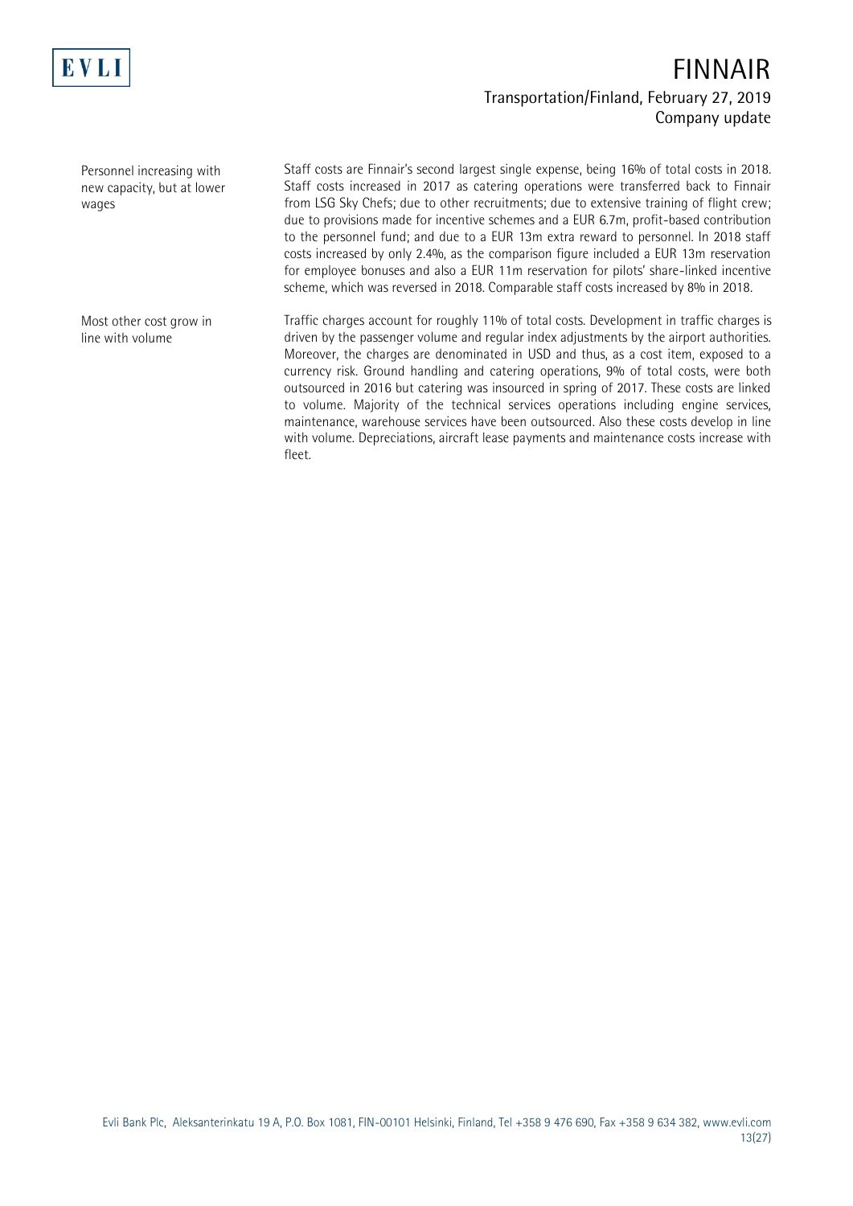**Personnel increasing with new capacity, but at lower wages**

Staff costs are Finnair's second largest single expense, being 16% of total costs in 2018. Staff costs increased in 2017 as catering operations were transferred back to Finnair from LSG Sky Chefs; due to other recruitments; due to extensive training of flight crew; due to provisions made for incentive schemes and a EUR 6.7m, profit-based contribution to the personnel fund; and due to a EUR 13m extra reward to personnel. In 2018 staff costs increased by only 2.4%, as the comparison figure included a EUR 13m reservation for employee bonuses and also a EUR 11m reservation for pilots' share-linked incentive scheme, which was reversed in 2018. Comparable staff costs increased by 8% in 2018.

**Most other cost grow in line with volume**

Traffic charges account for roughly 11% of total costs. Development in traffic charges is driven by the passenger volume and regular index adjustments by the airport authorities. Moreover, the charges are denominated in USD and thus, as a cost item, exposed to a currency risk. Ground handling and catering operations, 9% of total costs, were both outsourced in 2016 but catering was insourced in spring of 2017. These costs are linked to volume. Majority of the technical services operations including engine services, maintenance, warehouse services have been outsourced. Also these costs develop in line with volume. Depreciations, aircraft lease payments and maintenance costs increase with fleet.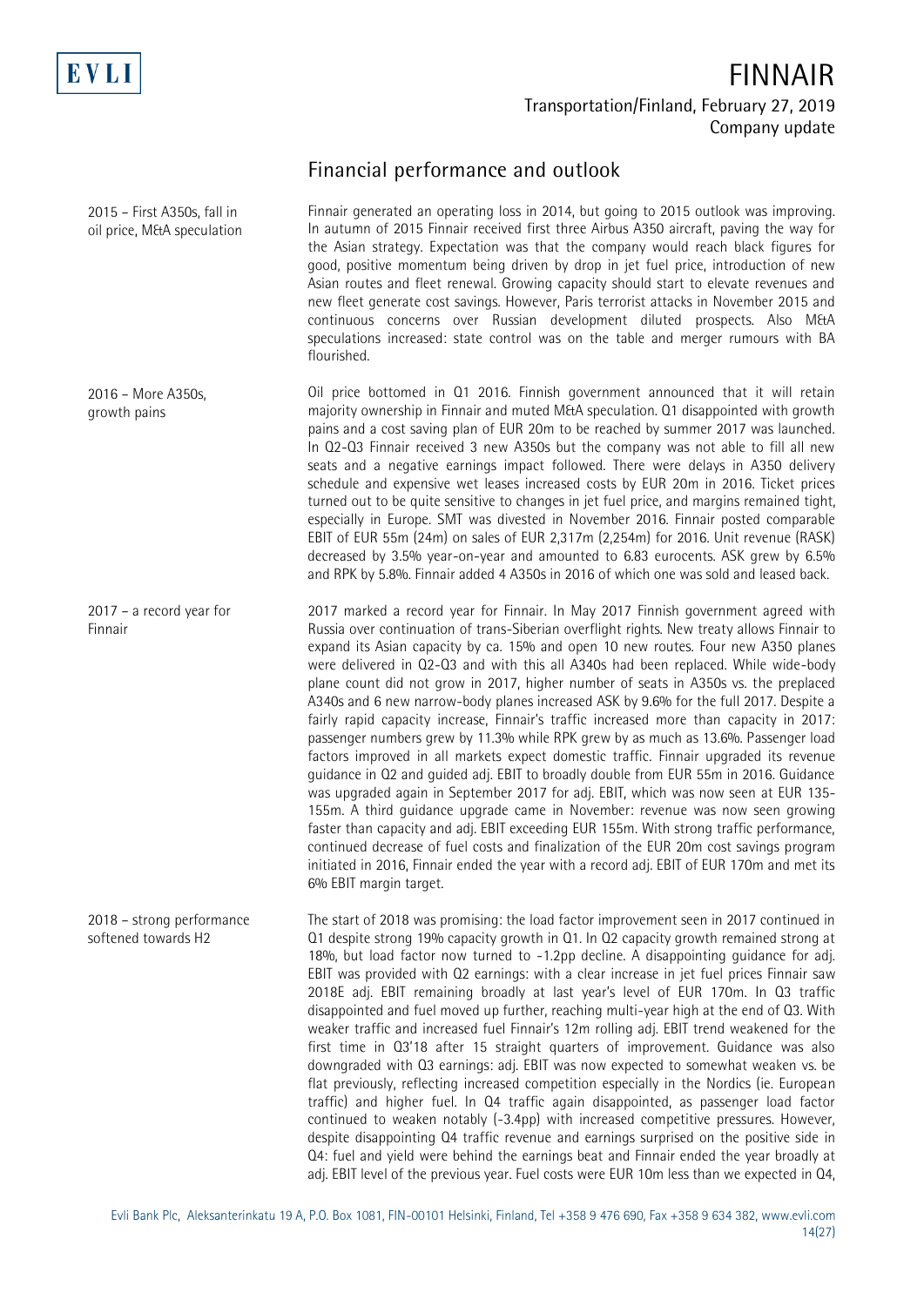## Financial performance and outlook

**2015 – First A350s, fall in oil price, M&A speculation**

Finnair generated an operating loss in 2014, but going to 2015 outlook was improving. In autumn of 2015 Finnair received first three Airbus A350 aircraft, paving the way for the Asian strategy. Expectation was that the company would reach black figures for good, positive momentum being driven by drop in jet fuel price, introduction of new Asian routes and fleet renewal. Growing capacity should start to elevate revenues and new fleet generate cost savings. However, Paris terrorist attacks in November 2015 and continuous concerns over Russian development diluted prospects. Also M&A speculations increased: state control was on the table and merger rumours with BA flourished.

**2016 – More A350s, growth pains**

Oil price bottomed in Q1 2016. Finnish government announced that it will retain majority ownership in Finnair and muted M&A speculation. Q1 disappointed with growth pains and a cost saving plan of EUR 20m to be reached by summer 2017 was launched. In Q2-Q3 Finnair received 3 new A350s but the company was not able to fill all new seats and a negative earnings impact followed. There were delays in A350 delivery schedule and expensive wet leases increased costs by EUR 20m in 2016. Ticket prices turned out to be quite sensitive to changes in jet fuel price, and margins remained tight, especially in Europe. SMT was divested in November 2016. Finnair posted comparable EBIT of EUR 55m (24m) on sales of EUR 2,317m (2,254m) for 2016. Unit revenue (RASK) decreased by 3.5% year-on-year and amounted to 6.83 eurocents. ASK grew by 6.5% and RPK by 5.8%. Finnair added 4 A350s in 2016 of which one was sold and leased back.

**2017 – a record year for Finnair**

2017 marked a record year for Finnair. In May 2017 Finnish government agreed with Russia over continuation of trans-Siberian overflight rights. New treaty allows Finnair to expand its Asian capacity by ca. 15% and open 10 new routes. Four new A350 planes were delivered in Q2-Q3 and with this all A340s had been replaced. While wide-body plane count did not grow in 2017, higher number of seats in A350s vs. the preplaced A340s and 6 new narrow-body planes increased ASK by 9.6% for the full 2017. Despite a fairly rapid capacity increase, Finnair's traffic increased more than capacity in 2017: passenger numbers grew by 11.3% while RPK grew by as much as 13.6%. Passenger load factors improved in all markets expect domestic traffic. Finnair upgraded its revenue guidance in Q2 and guided adj. EBIT to broadly double from EUR 55m in 2016. Guidance was upgraded again in September 2017 for adj. EBIT, which was now seen at EUR 135-155m. A third guidance upgrade came in November: revenue was now seen growing faster than capacity and adj. EBIT exceeding EUR 155m. With strong traffic performance, continued decrease of fuel costs and finalization of the EUR 20m cost savings program initiated in 2016, Finnair ended the year with a record adj. EBIT of EUR 170m and met its 6% EBIT margin target.

**2018 – strong performance softened towards H2**

The start of 2018 was promising: the load factor improvement seen in 2017 continued in Q1 despite strong 19% capacity growth in Q1. In Q2 capacity growth remained strong at 18%, but load factor now turned to -1.2pp decline. A disappointing guidance for adj. EBIT was provided with Q2 earnings: with a clear increase in jet fuel prices Finnair saw 2018E adj. EBIT remaining broadly at last year's level of EUR 170m. In Q3 traffic disappointed and fuel moved up further, reaching multi-year high at the end of Q3. With weaker traffic and increased fuel Finnair's 12m rolling adj. EBIT trend weakened for the first time in Q3'18 after 15 straight quarters of improvement. Guidance was also downgraded with Q3 earnings: adj. EBIT was now expected to somewhat weaken vs. be flat previously, reflecting increased competition especially in the Nordics (ie. European traffic) and higher fuel. In Q4 traffic again disappointed, as passenger load factor continued to weaken notably (-3.4pp) with increased competitive pressures. However, despite disappointing Q4 traffic revenue and earnings surprised on the positive side in Q4: fuel and yield were behind the earnings beat and Finnair ended the year broadly at adj. EBIT level of the previous year. Fuel costs were EUR 10m less than we expected in Q4,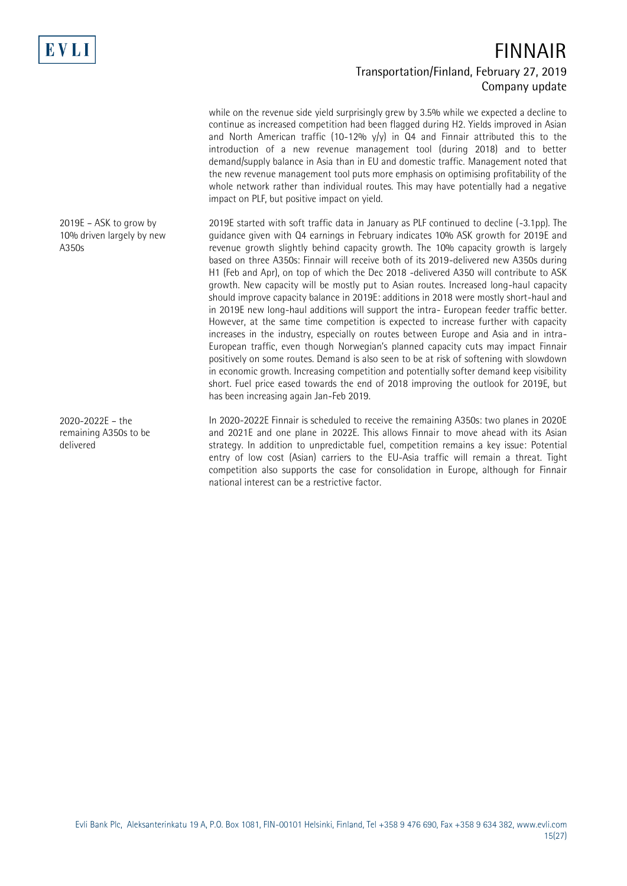while on the revenue side yield surprisingly grew by 3.5% while we expected a decline to continue as increased competition had been flagged during H2. Yields improved in Asian and North American traffic (10-12% y/y) in Q4 and Finnair attributed this to the introduction of a new revenue management tool (during 2018) and to better demand/supply balance in Asia than in EU and domestic traffic. Management noted that the new revenue management tool puts more emphasis on optimising profitability of the whole network rather than individual routes. This may have potentially had a negative impact on PLF, but positive impact on yield.

2019E – ASK to grow by 10% driven largely by new A350s

2019E started with soft traffic data in January as PLF continued to decline (-3.1pp). The guidance given with Q4 earnings in February indicates 10% ASK growth for 2019E and revenue growth slightly behind capacity growth. The 10% capacity growth is largely based on three A350s: Finnair will receive both of its 2019-delivered new A350s during H1 (Feb and Apr), on top of which the Dec 2018 -delivered A350 will contribute to ASK growth. New capacity will be mostly put to Asian routes. Increased long-haul capacity should improve capacity balance in 2019E: additions in 2018 were mostly short-haul and in 2019E new long-haul additions will support the intra- European feeder traffic better. However, at the same time competition is expected to increase further with capacity increases in the industry, especially on routes between Europe and Asia and in intra-European traffic, even though Norwegian's planned capacity cuts may impact Finnair positively on some routes. Demand is also seen to be at risk of softening with slowdown in economic growth. Increasing competition and potentially softer demand keep visibility short. Fuel price eased towards the end of 2018 improving the outlook for 2019E, but has been increasing again Jan-Feb 2019.

2020-2022E – the remaining A350s to be delivered

In 2020-2022E Finnair is scheduled to receive the remaining A350s: two planes in 2020E and 2021E and one plane in 2022E. This allows Finnair to move ahead with its Asian strategy. In addition to unpredictable fuel, competition remains a key issue: Potential entry of low cost (Asian) carriers to the EU-Asia traffic will remain a threat. Tight competition also supports the case for consolidation in Europe, although for Finnair national interest can be a restrictive factor.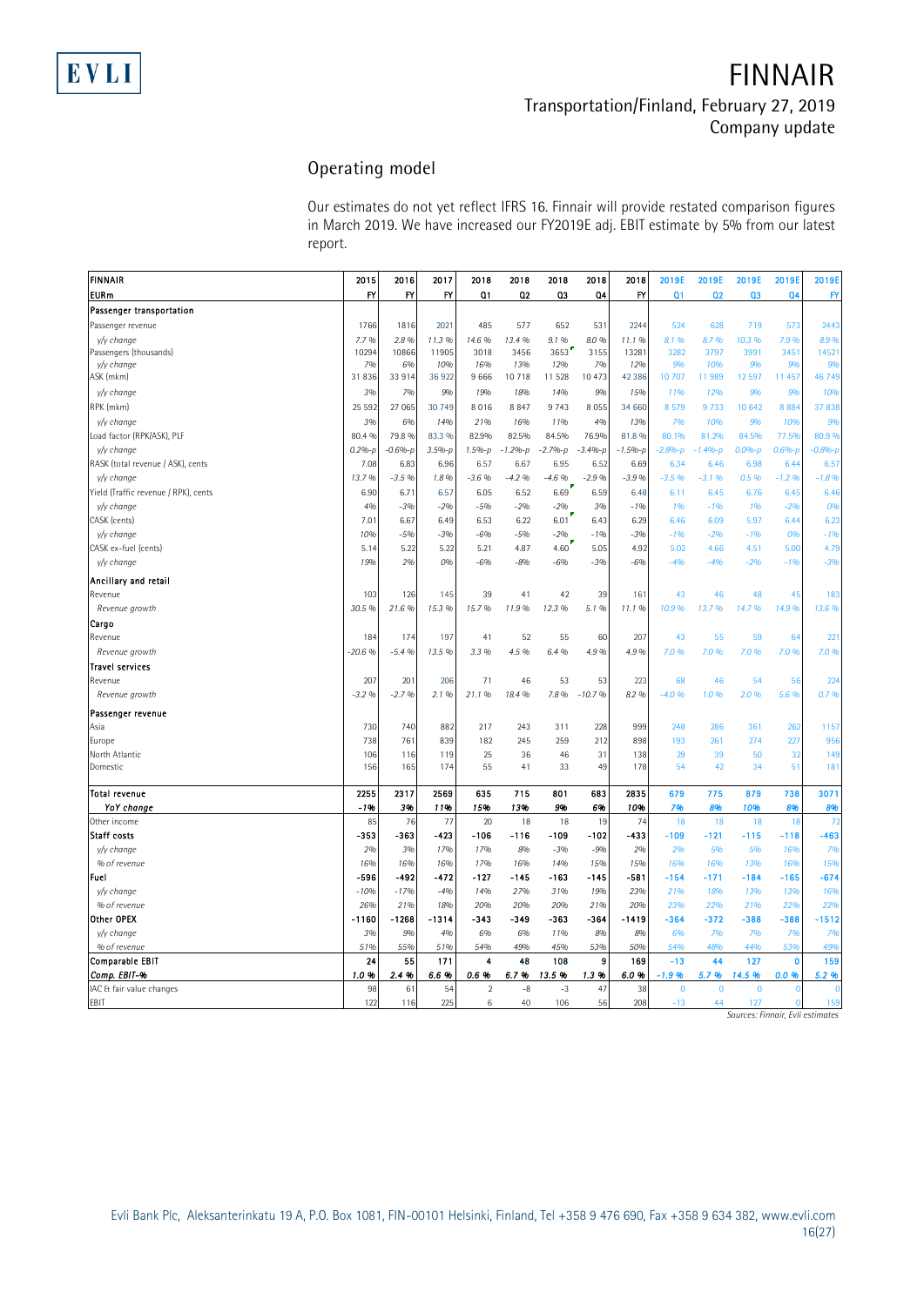## Operating model

Our estimates do not yet reflect IFRS 16. Finnair will provide restated comparison figures in March 2019. We have increased our FY2019E adj. EBIT estimate by 5% from our latest report.

| FINNAIR | 2015 | 2016 | 2017 | 2018 | 2018 | 2018 | 2018 | 2018 | 2019E | 2019E | 2019E | 2019E | 2019E |
|---|---|---|---|---|---|---|---|---|---|---|---|---|---|
| EURm | FY | FY | FY | Q1 | Q2 | Q3 | Q4 | FY | Q1 | Q2 | Q3 | Q4 | FY |
| **Passenger transportation** | | | | | | | | | | | | | |
| Passenger revenue | 1766 | 1816 | 2021 | 485 | 577 | 652 | 531 | 2244 | 524 | 628 | 719 | 573 | 2443 |
| *y/y change* | 7.7 % | 2.8 % | 11.3 % | 14.6 % | 13.4 % | 9.1 % | 8.0 % | 11.1 % | 8.1 % | 8.7 % | 10.3 % | 7.9 % | 8.9 % |
| Passengers (thousands) | 10294 | 10866 | 11905 | 3018 | 3456 | 3653 | 3155 | 13281 | 3282 | 3797 | 3991 | 3451 | 14521 |
| *y/y change* | 7% | 6% | 10% | 16% | 13% | 12% | 7% | 12% | 9% | 10% | 9% | 9% | 9% |
| ASK (mkm) | 31 836 | 33 914 | 36 922 | 9 666 | 10 718 | 11 528 | 10 473 | 42 386 | 10 707 | 11 989 | 12 597 | 11 457 | 46 749 |
| *y/y change* | 3% | 7% | 9% | 19% | 18% | 14% | 9% | 15% | 11% | 12% | 9% | 9% | 10% |
| RPK (mkm) | 25 592 | 27 065 | 30 749 | 8 016 | 8 847 | 9 743 | 8 055 | 34 660 | 8 579 | 9 733 | 10 642 | 8 884 | 37 838 |
| *y/y change* | 3% | 6% | 14% | 21% | 16% | 11% | 4% | 13% | 7% | 10% | 9% | 10% | 9% |
| Load factor (RPK/ASK), PLF | 80.4 % | 79.8 % | 83.3 % | 82.9% | 82.5% | 84.5% | 76.9% | 81.8 % | 80.1% | 81.2% | 84.5% | 77.5% | 80.9 % |
| *y/y change* | 0.2%-p | -0.6%-p | 3.5%-p | 1.5%-p | -1.2%-p | -2.7%-p | -3.4%-p | -1.5%-p | -2.8%-p | -1.4%-p | 0.0%-p | 0.6%-p | -0.8%-p |
| RASK (total revenue / ASK), cents | 7.08 | 6.83 | 6.96 | 6.57 | 6.67 | 6.95 | 6.52 | 6.69 | 6.34 | 6.46 | 6.98 | 6.44 | 6.57 |
| *y/y change* | 13.7 % | -3.5 % | 1.8 % | -3.6 % | -4.2 % | -4.6 % | -2.9 % | -3.9 % | -3.5 % | -3.1 % | 0.5 % | -1.2 % | -1.8 % |
| Yield (Traffic revenue / RPK), cents | 6.90 | 6.71 | 6.57 | 6.05 | 6.52 | 6.69 | 6.59 | 6.48 | 6.11 | 6.45 | 6.76 | 6.45 | 6.46 |
| *y/y change* | 4% | -3% | -2% | -5% | -2% | -2% | 3% | -1% | 1% | -1% | 1% | -2% | 0% |
| CASK (cents) | 7.01 | 6.67 | 6.49 | 6.53 | 6.22 | 6.01 | 6.43 | 6.29 | 6.46 | 6.09 | 5.97 | 6.44 | 6.23 |
| *y/y change* | 10% | -5% | -3% | -6% | -5% | -2% | -1% | -3% | -1% | -2% | -1% | 0% | -1% |
| CASK ex-fuel (cents) | 5.14 | 5.22 | 5.22 | 5.21 | 4.87 | 4.60 | 5.05 | 4.92 | 5.02 | 4.66 | 4.51 | 5.00 | 4.79 |
| *y/y change* | 19% | 2% | 0% | -6% | -8% | -6% | -3% | -6% | -4% | -4% | -2% | -1% | -3% |
| **Ancillary and retail** | | | | | | | | | | | | | |
| Revenue | 103 | 126 | 145 | 39 | 41 | 42 | 39 | 161 | 43 | 46 | 48 | 45 | 183 |
| *Revenue growth* | 30.5 % | 21.6 % | 15.3 % | 15.7 % | 11.9 % | 12.3 % | 5.1 % | 11.1 % | 10.9 % | 13.7 % | 14.7 % | 14.9 % | 13.6 % |
| **Cargo** | | | | | | | | | | | | | |
| Revenue | 184 | 174 | 197 | 41 | 52 | 55 | 60 | 207 | 43 | 55 | 59 | 64 | 221 |
| *Revenue growth* | -20.6 % | -5.4 % | 13.5 % | 3.3 % | 4.5 % | 6.4 % | 4.9 % | 4.9 % | 7.0 % | 7.0 % | 7.0 % | 7.0 % | 7.0 % |
| **Travel services** | | | | | | | | | | | | | |
| Revenue | 207 | 201 | 206 | 71 | 46 | 53 | 53 | 223 | 68 | 46 | 54 | 56 | 224 |
| *Revenue growth* | -3.2 % | -2.7 % | 2.1 % | 21.1 % | 18.4 % | 7.8 % | -10.7 % | 8.2 % | -4.0 % | 1.0 % | 2.0 % | 5.6 % | 0.7 % |
| **Passenger revenue** | | | | | | | | | | | | | |
| Asia | 730 | 740 | 882 | 217 | 243 | 311 | 228 | 999 | 248 | 286 | 361 | 262 | 1157 |
| Europe | 738 | 761 | 839 | 182 | 245 | 259 | 212 | 898 | 193 | 261 | 274 | 227 | 956 |
| North Atlantic | 106 | 116 | 119 | 25 | 36 | 46 | 31 | 138 | 29 | 39 | 50 | 32 | 149 |
| Domestic | 156 | 165 | 174 | 55 | 41 | 33 | 49 | 178 | 54 | 42 | 34 | 51 | 181 |
| **Total revenue** | **2255** | **2317** | **2569** | **635** | **715** | **801** | **683** | **2835** | **679** | **775** | **879** | **738** | **3071** |
| ***YoY change*** | ***-1%*** | ***3%*** | ***11%*** | ***15%*** | ***13%*** | ***9%*** | ***6%*** | ***10%*** | ***7%*** | ***8%*** | ***10%*** | ***8%*** | ***8%*** |
| Other income | 85 | 76 | 77 | 20 | 18 | 18 | 19 | 74 | 18 | 18 | 18 | 18 | 72 |
| **Staff costs** | **-353** | **-363** | **-423** | **-106** | **-116** | **-109** | **-102** | **-433** | **-109** | **-121** | **-115** | **-118** | **-463** |
| *y/y change* | 2% | 3% | 17% | 17% | 8% | -3% | -9% | 2% | 2% | 5% | 5% | 16% | 7% |
| *% of revenue* | 16% | 16% | 16% | 17% | 16% | 14% | 15% | 15% | 16% | 16% | 13% | 16% | 15% |
| **Fuel** | **-596** | **-492** | **-472** | **-127** | **-145** | **-163** | **-145** | **-581** | **-154** | **-171** | **-184** | **-165** | **-674** |
| *y/y change* | -10% | -17% | -4% | 14% | 27% | 31% | 19% | 23% | 21% | 18% | 13% | 13% | 16% |
| *% of revenue* | 26% | 21% | 18% | 20% | 20% | 20% | 21% | 20% | 23% | 22% | 21% | 22% | 22% |
| **Other OPEX** | **-1160** | **-1268** | **-1314** | **-343** | **-349** | **-363** | **-364** | **-1419** | **-364** | **-372** | **-388** | **-388** | **-1512** |
| *y/y change* | 3% | 9% | 4% | 6% | 6% | 11% | 8% | 8% | 6% | 7% | 7% | 7% | 7% |
| *% of revenue* | 51% | 55% | 51% | 54% | 49% | 45% | 53% | 50% | 54% | 48% | 44% | 53% | 49% |
| **Comparable EBIT** | **24** | **55** | **171** | **4** | **48** | **108** | **9** | **169** | **-13** | **44** | **127** | **0** | **159** |
| ***Comp. EBIT-%*** | ***1.0 %*** | ***2.4 %*** | ***6.6 %*** | ***0.6 %*** | ***6.7 %*** | ***13.5 %*** | ***1.3 %*** | ***6.0 %*** | ***-1.9 %*** | ***5.7 %*** | ***14.5 %*** | ***0.0 %*** | ***5.2 %*** |
| IAC & fair value changes | 98 | 61 | 54 | 2 | -8 | -3 | 47 | 38 | 0 | 0 | 0 | 0 | 0 |
| EBIT | 122 | 116 | 225 | 6 | 40 | 106 | 56 | 208 | -13 | 44 | 127 | 0 | 159 |

*Sources: Finnair, Evli estimates*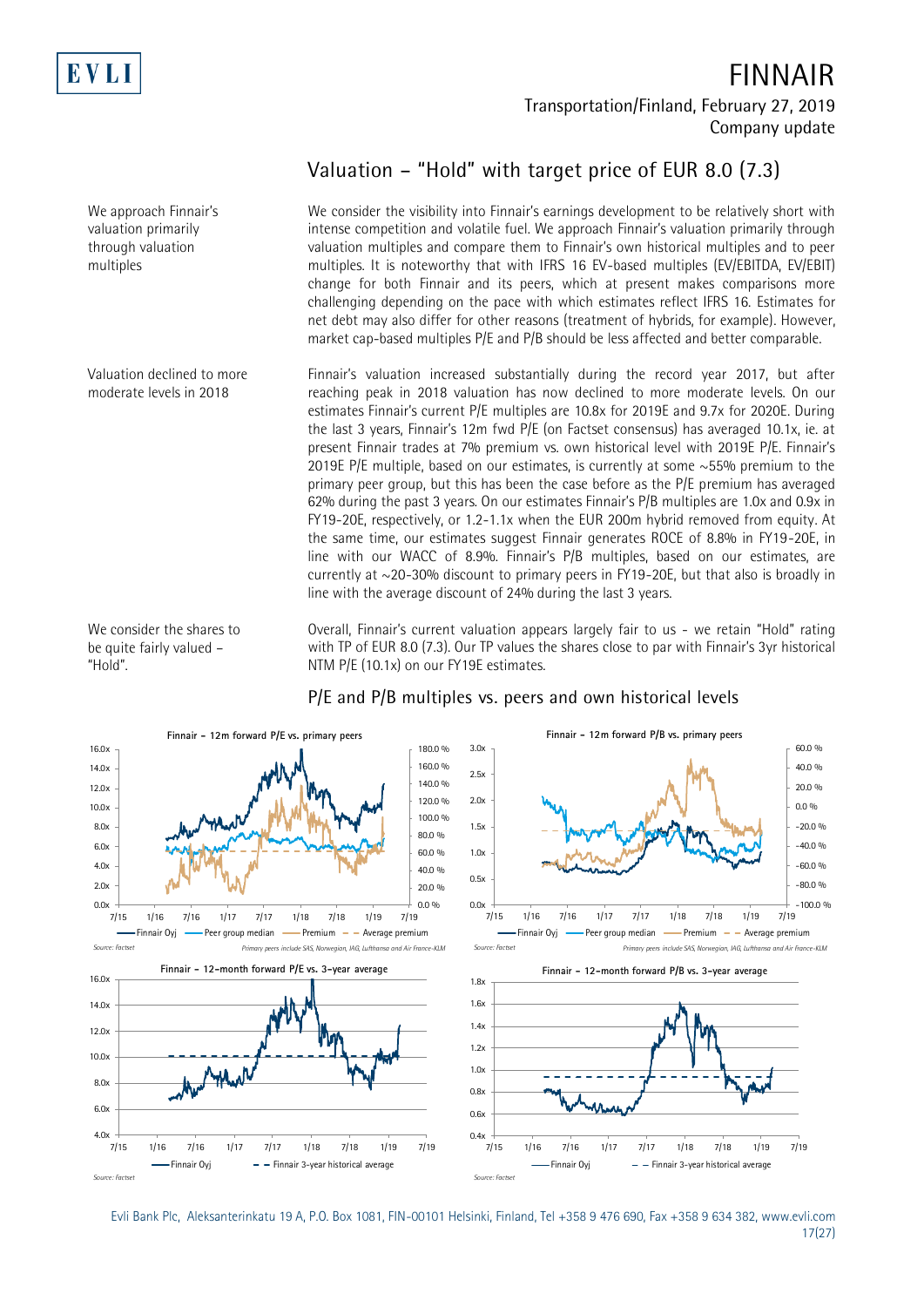# FINNAIR

Transportation/Finland, February 27, 2019
Company update

## Valuation – "Hold" with target price of EUR 8.0 (7.3)

*We approach Finnair's valuation primarily through valuation multiples*

We consider the visibility into Finnair's earnings development to be relatively short with intense competition and volatile fuel. We approach Finnair's valuation primarily through valuation multiples and compare them to Finnair's own historical multiples and to peer multiples. It is noteworthy that with IFRS 16 EV-based multiples (EV/EBITDA, EV/EBIT) change for both Finnair and its peers, which at present makes comparisons more challenging depending on the pace with which estimates reflect IFRS 16. Estimates for net debt may also differ for other reasons (treatment of hybrids, for example). However, market cap-based multiples P/E and P/B should be less affected and better comparable.

*Valuation declined to more moderate levels in 2018*

Finnair's valuation increased substantially during the record year 2017, but after reaching peak in 2018 valuation has now declined to more moderate levels. On our estimates Finnair's current P/E multiples are 10.8x for 2019E and 9.7x for 2020E. During the last 3 years, Finnair's 12m fwd P/E (on Factset consensus) has averaged 10.1x, ie. at present Finnair trades at 7% premium vs. own historical level with 2019E P/E. Finnair's 2019E P/E multiple, based on our estimates, is currently at some ~55% premium to the primary peer group, but this has been the case before as the P/E premium has averaged 62% during the past 3 years. On our estimates Finnair's P/B multiples are 1.0x and 0.9x in FY19-20E, respectively, or 1.2-1.1x when the EUR 200m hybrid removed from equity. At the same time, our estimates suggest Finnair generates ROCE of 8.8% in FY19-20E, in line with our WACC of 8.9%. Finnair's P/B multiples, based on our estimates, are currently at ~20-30% discount to primary peers in FY19-20E, but that also is broadly in line with the average discount of 24% during the last 3 years.

*We consider the shares to be quite fairly valued – "Hold".*

Overall, Finnair's current valuation appears largely fair to us - we retain "Hold" rating with TP of EUR 8.0 (7.3). Our TP values the shares close to par with Finnair's 3yr historical NTM P/E (10.1x) on our FY19E estimates.

### P/E and P/B multiples vs. peers and own historical levels

**Finnair - 12m forward P/E vs. primary peers**

Legend: Finnair Oyj, Peer group median, Premium, Average premium

Source: Factset. Primary peers include SAS, Norwegian, IAG, Lufthansa and Air France-KLM

**Finnair - 12m forward P/B vs. primary peers**

Legend: Finnair Oyj, Peer group median, Premium, Average premium

Source: Factset. Primary peers include SAS, Norwegian, IAG, Lufthansa and Air France-KLM

**Finnair - 12-month forward P/E vs. 3-year average**

Legend: Finnair Oyj, Finnair 3-year historical average

Source: Factset

**Finnair - 12-month forward P/B vs. 3-year average**

Legend: Finnair Oyj, Finnair 3-year historical average

Source: Factset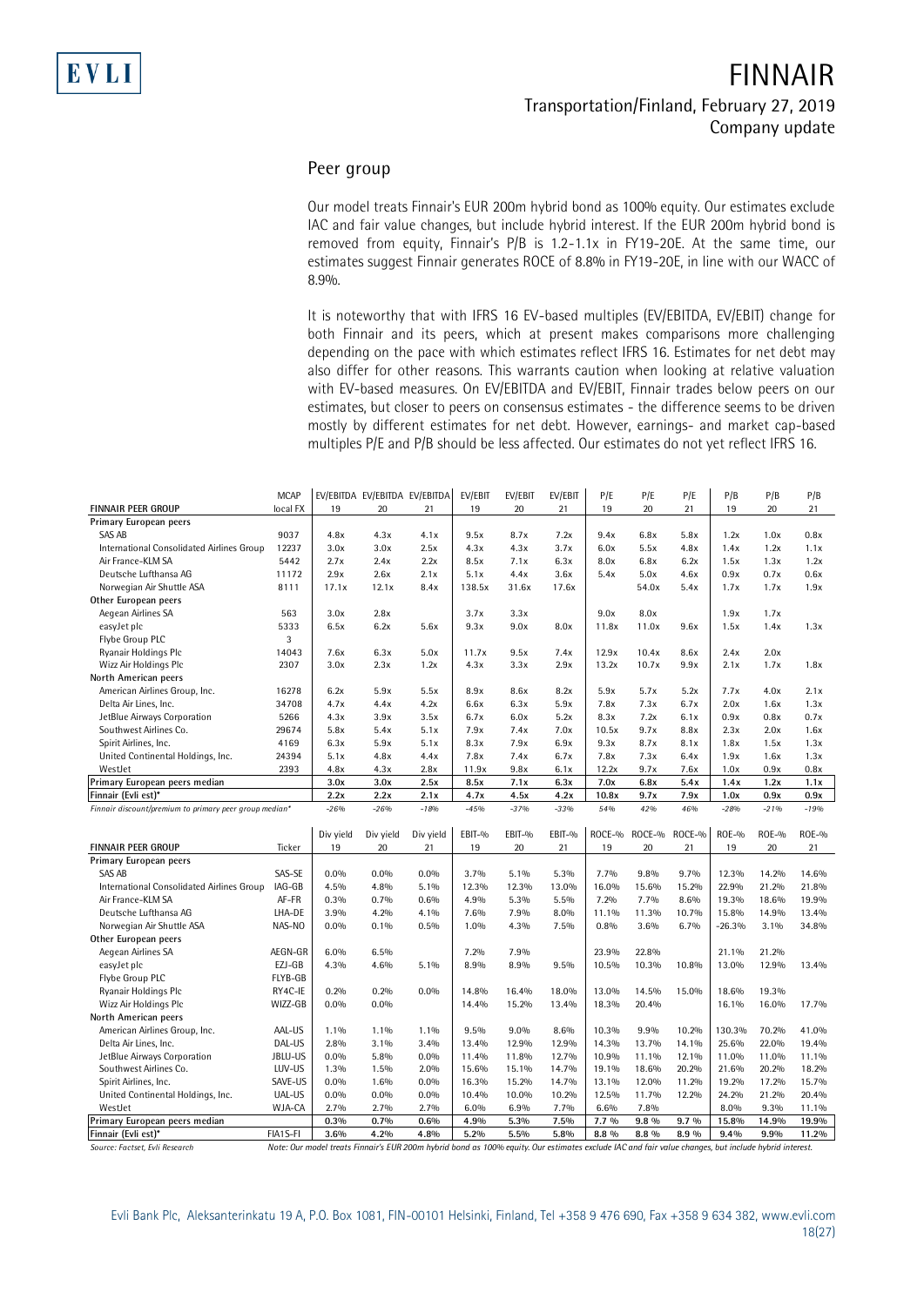## Peer group

Our model treats Finnair's EUR 200m hybrid bond as 100% equity. Our estimates exclude IAC and fair value changes, but include hybrid interest. If the EUR 200m hybrid bond is removed from equity, Finnair's P/B is 1.2-1.1x in FY19-20E. At the same time, our estimates suggest Finnair generates ROCE of 8.8% in FY19-20E, in line with our WACC of 8.9%.

It is noteworthy that with IFRS 16 EV-based multiples (EV/EBITDA, EV/EBIT) change for both Finnair and its peers, which at present makes comparisons more challenging depending on the pace with which estimates reflect IFRS 16. Estimates for net debt may also differ for other reasons. This warrants caution when looking at relative valuation with EV-based measures. On EV/EBITDA and EV/EBIT, Finnair trades below peers on our estimates, but closer to peers on consensus estimates - the difference seems to be driven mostly by different estimates for net debt. However, earnings- and market cap-based multiples P/E and P/B should be less affected. Our estimates do not yet reflect IFRS 16.

| FINNAIR PEER GROUP | MCAP local FX | EV/EBITDA 19 | EV/EBITDA 20 | EV/EBITDA 21 | EV/EBIT 19 | EV/EBIT 20 | EV/EBIT 21 | P/E 19 | P/E 20 | P/E 21 | P/B 19 | P/B 20 | P/B 21 |
|---|---|---|---|---|---|---|---|---|---|---|---|---|---|
| **Primary European peers** | | | | | | | | | | | | | |
| SAS AB | 9037 | 4.8x | 4.3x | 4.1x | 9.5x | 8.7x | 7.2x | 9.4x | 6.8x | 5.8x | 1.2x | 1.0x | 0.8x |
| International Consolidated Airlines Group | 12237 | 3.0x | 3.0x | 2.5x | 4.3x | 4.3x | 3.7x | 6.0x | 5.5x | 4.8x | 1.4x | 1.2x | 1.1x |
| Air France-KLM SA | 5442 | 2.7x | 2.4x | 2.2x | 8.5x | 7.1x | 6.3x | 8.0x | 6.8x | 6.2x | 1.5x | 1.3x | 1.2x |
| Deutsche Lufthansa AG | 11172 | 2.9x | 2.6x | 2.1x | 5.1x | 4.4x | 3.6x | 5.4x | 5.0x | 4.6x | 0.9x | 0.7x | 0.6x |
| Norwegian Air Shuttle ASA | 8111 | 17.1x | 12.1x | 8.4x | 138.5x | 31.6x | 17.6x | | 54.0x | 5.4x | 1.7x | 1.7x | 1.9x |
| **Other European peers** | | | | | | | | | | | | | |
| Aegean Airlines SA | 563 | 3.0x | 2.8x | | 3.7x | 3.3x | | 9.0x | 8.0x | | 1.9x | 1.7x | |
| easyJet plc | 5333 | 6.5x | 6.2x | 5.6x | 9.3x | 9.0x | 8.0x | 11.8x | 11.0x | 9.6x | 1.5x | 1.4x | 1.3x |
| Flybe Group PLC | 3 | | | | | | | | | | | | |
| Ryanair Holdings Plc | 14043 | 7.6x | 6.3x | 5.0x | 11.7x | 9.5x | 7.4x | 12.9x | 10.4x | 8.6x | 2.4x | 2.0x | |
| Wizz Air Holdings Plc | 2307 | 3.0x | 2.3x | 1.2x | 4.3x | 3.3x | 2.9x | 13.2x | 10.7x | 9.9x | 2.1x | 1.7x | 1.8x |
| **North American peers** | | | | | | | | | | | | | |
| American Airlines Group, Inc. | 16278 | 6.2x | 5.9x | 5.5x | 8.9x | 8.6x | 8.2x | 5.9x | 5.7x | 5.2x | 7.7x | 4.0x | 2.1x |
| Delta Air Lines, Inc. | 34708 | 4.7x | 4.4x | 4.2x | 6.6x | 6.3x | 5.9x | 7.8x | 7.3x | 6.7x | 2.0x | 1.6x | 1.3x |
| JetBlue Airways Corporation | 5266 | 4.3x | 3.9x | 3.5x | 6.7x | 6.0x | 5.2x | 8.3x | 7.2x | 6.1x | 0.9x | 0.8x | 0.7x |
| Southwest Airlines Co. | 29674 | 5.8x | 5.4x | 5.1x | 7.9x | 7.4x | 7.0x | 10.5x | 9.7x | 8.8x | 2.3x | 2.0x | 1.6x |
| Spirit Airlines, Inc. | 4169 | 6.3x | 5.9x | 5.1x | 8.3x | 7.9x | 6.9x | 9.3x | 8.7x | 8.1x | 1.8x | 1.5x | 1.3x |
| United Continental Holdings, Inc. | 24394 | 5.1x | 4.8x | 4.4x | 7.8x | 7.4x | 6.7x | 7.8x | 7.3x | 6.4x | 1.9x | 1.6x | 1.3x |
| WestJet | 2393 | 4.8x | 4.3x | 2.8x | 11.9x | 9.8x | 6.1x | 12.2x | 9.7x | 7.6x | 1.0x | 0.9x | 0.8x |
| **Primary European peers median** | | 3.0x | 3.0x | 2.5x | 8.5x | 7.1x | 6.3x | 7.0x | 6.8x | 5.4x | 1.4x | 1.2x | 1.1x |
| **Finnair (Evli est)*** | | 2.2x | 2.2x | 2.1x | 4.7x | 4.5x | 4.2x | 10.8x | 9.7x | 7.9x | 1.0x | 0.9x | 0.9x |
| *Finnair discount/premium to primary peer group median** | | -26% | -26% | -18% | -45% | -37% | -33% | 54% | 42% | 46% | -28% | -21% | -19% |

| FINNAIR PEER GROUP | Ticker | Div yield 19 | Div yield 20 | Div yield 21 | EBIT-% 19 | EBIT-% 20 | EBIT-% 21 | ROCE-% 19 | ROCE-% 20 | ROCE-% 21 | ROE-% 19 | ROE-% 20 | ROE-% 21 |
|---|---|---|---|---|---|---|---|---|---|---|---|---|---|
| **Primary European peers** | | | | | | | | | | | | | |
| SAS AB | SAS-SE | 0.0% | 0.0% | 0.0% | 3.7% | 5.1% | 5.3% | 7.7% | 9.8% | 9.7% | 12.3% | 14.2% | 14.6% |
| International Consolidated Airlines Group | IAG-GB | 4.5% | 4.8% | 5.1% | 12.3% | 12.3% | 13.0% | 16.0% | 15.6% | 15.2% | 22.9% | 21.2% | 21.8% |
| Air France-KLM SA | AF-FR | 0.3% | 0.7% | 0.6% | 4.9% | 5.3% | 5.5% | 7.2% | 7.7% | 8.6% | 19.3% | 18.6% | 19.9% |
| Deutsche Lufthansa AG | LHA-DE | 3.9% | 4.2% | 4.1% | 7.6% | 7.9% | 8.0% | 11.1% | 11.3% | 10.7% | 15.8% | 14.9% | 13.4% |
| Norwegian Air Shuttle ASA | NAS-NO | 0.0% | 0.1% | 0.5% | 1.0% | 4.3% | 7.5% | 0.8% | 3.6% | 6.7% | -26.3% | 3.1% | 34.8% |
| **Other European peers** | | | | | | | | | | | | | |
| Aegean Airlines SA | AEGN-GR | 6.0% | 6.5% | | 7.2% | 7.9% | | 23.9% | 22.8% | | 21.1% | 21.2% | |
| easyJet plc | EZJ-GB | 4.3% | 4.6% | 5.1% | 8.9% | 8.9% | 9.5% | 10.5% | 10.3% | 10.8% | 13.0% | 12.9% | 13.4% |
| Flybe Group PLC | FLYB-GB | | | | | | | | | | | | |
| Ryanair Holdings Plc | RY4C-IE | 0.2% | 0.2% | 0.0% | 14.8% | 16.4% | 18.0% | 13.0% | 14.5% | 15.0% | 18.6% | 19.3% | |
| Wizz Air Holdings Plc | WIZZ-GB | 0.0% | 0.0% | | 14.4% | 15.2% | 13.4% | 18.3% | 20.4% | | 16.1% | 16.0% | 17.7% |
| **North American peers** | | | | | | | | | | | | | |
| American Airlines Group, Inc. | AAL-US | 1.1% | 1.1% | 1.1% | 9.5% | 9.0% | 8.6% | 10.3% | 9.9% | 10.2% | 130.3% | 70.2% | 41.0% |
| Delta Air Lines, Inc. | DAL-US | 2.8% | 3.1% | 3.4% | 13.4% | 12.9% | 12.9% | 14.3% | 13.7% | 14.1% | 25.6% | 22.0% | 19.4% |
| JetBlue Airways Corporation | JBLU-US | 0.0% | 5.8% | 0.0% | 11.4% | 11.8% | 12.7% | 10.9% | 11.1% | 12.1% | 11.0% | 11.0% | 11.1% |
| Southwest Airlines Co. | LUV-US | 1.3% | 1.5% | 2.0% | 15.6% | 15.1% | 14.7% | 19.1% | 18.6% | 20.2% | 21.6% | 20.2% | 18.2% |
| Spirit Airlines, Inc. | SAVE-US | 0.0% | 1.6% | 0.0% | 16.3% | 15.2% | 14.7% | 13.1% | 12.0% | 11.2% | 19.2% | 17.2% | 15.7% |
| United Continental Holdings, Inc. | UAL-US | 0.0% | 0.0% | 0.0% | 10.4% | 10.0% | 10.2% | 12.5% | 11.7% | 12.2% | 24.2% | 21.2% | 20.4% |
| WestJet | WJA-CA | 2.7% | 2.7% | 2.7% | 6.0% | 6.9% | 7.7% | 6.6% | 7.8% | | 8.0% | 9.3% | 11.1% |
| **Primary European peers median** | | 0.3% | 0.7% | 0.6% | 4.9% | 5.3% | 7.5% | 7.7 % | 9.8 % | 9.7 % | 15.8% | 14.9% | 19.9% |
| **Finnair (Evli est)*** | FIA1S-FI | 3.6% | 4.2% | 4.8% | 5.2% | 5.5% | 5.8% | 8.8 % | 8.8 % | 8.9 % | 9.4% | 9.9% | 11.2% |

*Source: Factset, Evli Research* *Note: Our model treats Finnair's EUR 200m hybrid bond as 100% equity. Our estimates exclude IAC and fair value changes, but include hybrid interest.*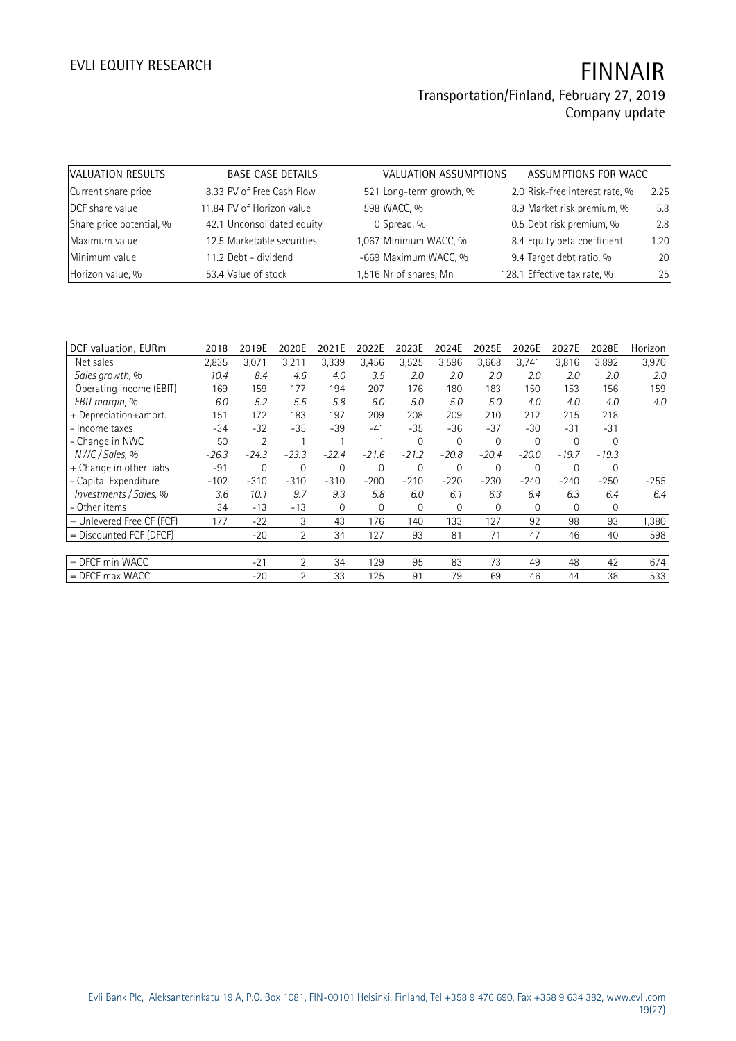| VALUATION RESULTS | BASE CASE DETAILS | VALUATION ASSUMPTIONS | ASSUMPTIONS FOR WACC |
|---|---|---|---|
| Current share price | 8.33 PV of Free Cash Flow | 521 Long-term growth, % | 2.0 Risk-free interest rate, % 2.25 |
| DCF share value | 11.84 PV of Horizon value | 598 WACC, % | 8.9 Market risk premium, % 5.8 |
| Share price potential, % | 42.1 Unconsolidated equity | 0 Spread, % | 0.5 Debt risk premium, % 2.8 |
| Maximum value | 12.5 Marketable securities | 1,067 Minimum WACC, % | 8.4 Equity beta coefficient 1.20 |
| Minimum value | 11.2 Debt - dividend | -669 Maximum WACC, % | 9.4 Target debt ratio, % 20 |
| Horizon value, % | 53.4 Value of stock | 1,516 Nr of shares, Mn | 128.1 Effective tax rate, % 25 |

| DCF valuation, EURm | 2018 | 2019E | 2020E | 2021E | 2022E | 2023E | 2024E | 2025E | 2026E | 2027E | 2028E | Horizon |
|---|---|---|---|---|---|---|---|---|---|---|---|---|
| Net sales | 2,835 | 3,071 | 3,211 | 3,339 | 3,456 | 3,525 | 3,596 | 3,668 | 3,741 | 3,816 | 3,892 | 3,970 |
| *Sales growth, %* | *10.4* | *8.4* | *4.6* | *4.0* | *3.5* | *2.0* | *2.0* | *2.0* | *2.0* | *2.0* | *2.0* | *2.0* |
| Operating income (EBIT) | 169 | 159 | 177 | 194 | 207 | 176 | 180 | 183 | 150 | 153 | 156 | 159 |
| *EBIT margin, %* | *6.0* | *5.2* | *5.5* | *5.8* | *6.0* | *5.0* | *5.0* | *5.0* | *4.0* | *4.0* | *4.0* | *4.0* |
| + Depreciation+amort. | 151 | 172 | 183 | 197 | 209 | 208 | 209 | 210 | 212 | 215 | 218 | |
| - Income taxes | -34 | -32 | -35 | -39 | -41 | -35 | -36 | -37 | -30 | -31 | -31 | |
| - Change in NWC | 50 | 2 | 1 | 1 | 1 | 0 | 0 | 0 | 0 | 0 | 0 | |
| *NWC / Sales, %* | *-26.3* | *-24.3* | *-23.3* | *-22.4* | *-21.6* | *-21.2* | *-20.8* | *-20.4* | *-20.0* | *-19.7* | *-19.3* | |
| + Change in other liabs | -91 | 0 | 0 | 0 | 0 | 0 | 0 | 0 | 0 | 0 | 0 | |
| - Capital Expenditure | -102 | -310 | -310 | -310 | -200 | -210 | -220 | -230 | -240 | -240 | -250 | -255 |
| *Investments / Sales, %* | *3.6* | *10.1* | *9.7* | *9.3* | *5.8* | *6.0* | *6.1* | *6.3* | *6.4* | *6.3* | *6.4* | *6.4* |
| - Other items | 34 | -13 | -13 | 0 | 0 | 0 | 0 | 0 | 0 | 0 | 0 | |
| = Unlevered Free CF (FCF) | 177 | -22 | 3 | 43 | 176 | 140 | 133 | 127 | 92 | 98 | 93 | 1,380 |
| = Discounted FCF (DFCF) | | -20 | 2 | 34 | 127 | 93 | 81 | 71 | 47 | 46 | 40 | 598 |
| | | | | | | | | | | | | |
| = DFCF min WACC | | -21 | 2 | 34 | 129 | 95 | 83 | 73 | 49 | 48 | 42 | 674 |
| = DFCF max WACC | | -20 | 2 | 33 | 125 | 91 | 79 | 69 | 46 | 44 | 38 | 533 |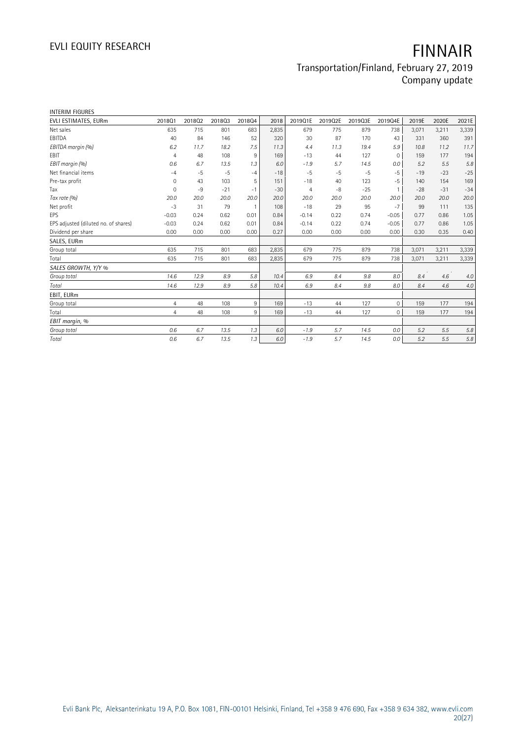INTERIM FIGURES

| EVLI ESTIMATES, EURm | 2018Q1 | 2018Q2 | 2018Q3 | 2018Q4 | 2018 | 2019Q1E | 2019Q2E | 2019Q3E | 2019Q4E | 2019E | 2020E | 2021E |
|---|---|---|---|---|---|---|---|---|---|---|---|---|
| Net sales | 635 | 715 | 801 | 683 | 2,835 | 679 | 775 | 879 | 738 | 3,071 | 3,211 | 3,339 |
| EBITDA | 40 | 84 | 146 | 52 | 320 | 30 | 87 | 170 | 43 | 331 | 360 | 391 |
| *EBITDA margin (%)* | *6.2* | *11.7* | *18.2* | *7.5* | *11.3* | *4.4* | *11.3* | *19.4* | *5.9* | *10.8* | *11.2* | *11.7* |
| EBIT | 4 | 48 | 108 | 9 | 169 | -13 | 44 | 127 | 0 | 159 | 177 | 194 |
| *EBIT margin (%)* | *0.6* | *6.7* | *13.5* | *1.3* | *6.0* | *-1.9* | *5.7* | *14.5* | *0.0* | *5.2* | *5.5* | *5.8* |
| Net financial items | -4 | -5 | -5 | -4 | -18 | -5 | -5 | -5 | -5 | -19 | -23 | -25 |
| Pre-tax profit | 0 | 43 | 103 | 5 | 151 | -18 | 40 | 123 | -5 | 140 | 154 | 169 |
| Tax | 0 | -9 | -21 | -1 | -30 | 4 | -8 | -25 | 1 | -28 | -31 | -34 |
| *Tax rate (%)* | *20.0* | *20.0* | *20.0* | *20.0* | *20.0* | *20.0* | *20.0* | *20.0* | *20.0* | *20.0* | *20.0* | *20.0* |
| Net profit | -3 | 31 | 79 | 1 | 108 | -18 | 29 | 95 | -7 | 99 | 111 | 135 |
| EPS | -0.03 | 0.24 | 0.62 | 0.01 | 0.84 | -0.14 | 0.22 | 0.74 | -0.05 | 0.77 | 0.86 | 1.05 |
| EPS adjusted (diluted no. of shares) | -0.03 | 0.24 | 0.62 | 0.01 | 0.84 | -0.14 | 0.22 | 0.74 | -0.05 | 0.77 | 0.86 | 1.05 |
| Dividend per share | 0.00 | 0.00 | 0.00 | 0.00 | 0.27 | 0.00 | 0.00 | 0.00 | 0.00 | 0.30 | 0.35 | 0.40 |
| SALES, EURm | | | | | | | | | | | | |
| Group total | 635 | 715 | 801 | 683 | 2,835 | 679 | 775 | 879 | 738 | 3,071 | 3,211 | 3,339 |
| Total | 635 | 715 | 801 | 683 | 2,835 | 679 | 775 | 879 | 738 | 3,071 | 3,211 | 3,339 |
| *SALES GROWTH, Y/Y %* | | | | | | | | | | | | |
| *Group total* | *14.6* | *12.9* | *8.9* | *5.8* | *10.4* | *6.9* | *8.4* | *9.8* | *8.0* | *8.4* | *4.6* | *4.0* |
| *Total* | *14.6* | *12.9* | *8.9* | *5.8* | *10.4* | *6.9* | *8.4* | *9.8* | *8.0* | *8.4* | *4.6* | *4.0* |
| EBIT, EURm | | | | | | | | | | | | |
| Group total | 4 | 48 | 108 | 9 | 169 | -13 | 44 | 127 | 0 | 159 | 177 | 194 |
| Total | 4 | 48 | 108 | 9 | 169 | -13 | 44 | 127 | 0 | 159 | 177 | 194 |
| *EBIT margin, %* | | | | | | | | | | | | |
| *Group total* | *0.6* | *6.7* | *13.5* | *1.3* | *6.0* | *-1.9* | *5.7* | *14.5* | *0.0* | *5.2* | *5.5* | *5.8* |
| *Total* | *0.6* | *6.7* | *13.5* | *1.3* | *6.0* | *-1.9* | *5.7* | *14.5* | *0.0* | *5.2* | *5.5* | *5.8* |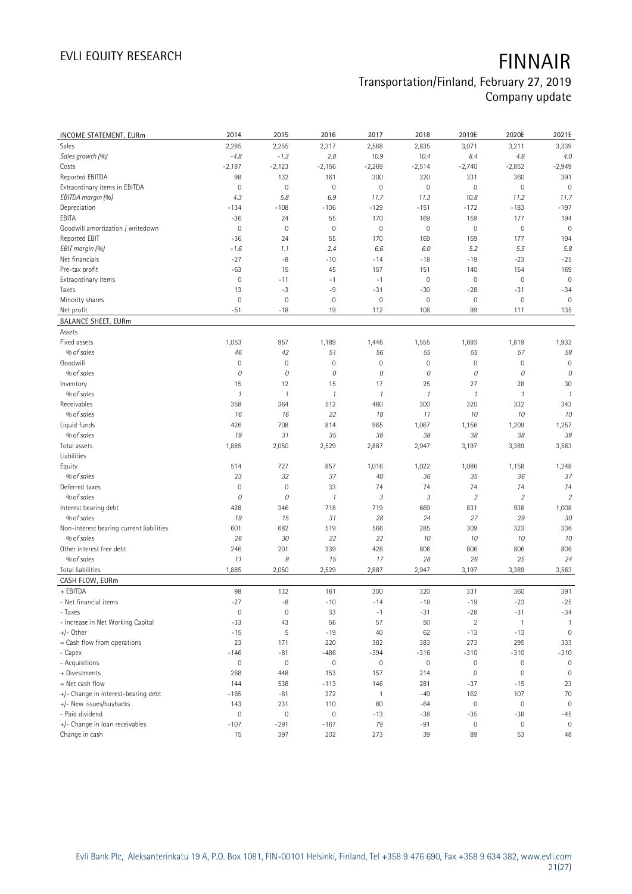# FINNAIR

Transportation/Finland, February 27, 2019
Company update

| INCOME STATEMENT, EURm | 2014 | 2015 | 2016 | 2017 | 2018 | 2019E | 2020E | 2021E |
|---|---|---|---|---|---|---|---|---|
| Sales | 2,285 | 2,255 | 2,317 | 2,568 | 2,835 | 3,071 | 3,211 | 3,339 |
| *Sales growth (%)* | *-4.8* | *-1.3* | *2.8* | *10.9* | *10.4* | *8.4* | *4.6* | *4.0* |
| Costs | -2,187 | -2,123 | -2,156 | -2,269 | -2,514 | -2,740 | -2,852 | -2,949 |
| Reported EBITDA | 98 | 132 | 161 | 300 | 320 | 331 | 360 | 391 |
| Extraordinary items in EBITDA | 0 | 0 | 0 | 0 | 0 | 0 | 0 | 0 |
| *EBITDA margin (%)* | *4.3* | *5.8* | *6.9* | *11.7* | *11.3* | *10.8* | *11.2* | *11.7* |
| Depreciation | -134 | -108 | -106 | -129 | -151 | -172 | -183 | -197 |
| EBITA | -36 | 24 | 55 | 170 | 169 | 159 | 177 | 194 |
| Goodwill amortization / writedown | 0 | 0 | 0 | 0 | 0 | 0 | 0 | 0 |
| Reported EBIT | -36 | 24 | 55 | 170 | 169 | 159 | 177 | 194 |
| *EBIT margin (%)* | *-1.6* | *1.1* | *2.4* | *6.6* | *6.0* | *5.2* | *5.5* | *5.8* |
| Net financials | -27 | -8 | -10 | -14 | -18 | -19 | -23 | -25 |
| Pre-tax profit | -63 | 15 | 45 | 157 | 151 | 140 | 154 | 169 |
| Extraordinary items | 0 | -11 | -1 | -1 | 0 | 0 | 0 | 0 |
| Taxes | 13 | -3 | -9 | -31 | -30 | -28 | -31 | -34 |
| Minority shares | 0 | 0 | 0 | 0 | 0 | 0 | 0 | 0 |
| Net profit | -51 | -18 | 19 | 112 | 108 | 99 | 111 | 135 |
| **BALANCE SHEET, EURm** | | | | | | | | |
| Assets | | | | | | | | |
| Fixed assets | 1,053 | 957 | 1,189 | 1,446 | 1,555 | 1,693 | 1,819 | 1,932 |
| *% of sales* | *46* | *42* | *51* | *56* | *55* | *55* | *57* | *58* |
| Goodwill | 0 | 0 | 0 | 0 | 0 | 0 | 0 | 0 |
| *% of sales* | *0* | *0* | *0* | *0* | *0* | *0* | *0* | *0* |
| Inventory | 15 | 12 | 15 | 17 | 25 | 27 | 28 | 30 |
| *% of sales* | *1* | *1* | *1* | *1* | *1* | *1* | *1* | *1* |
| Receivables | 358 | 364 | 512 | 460 | 300 | 320 | 332 | 343 |
| *% of sales* | *16* | *16* | *22* | *18* | *11* | *10* | *10* | *10* |
| Liquid funds | 426 | 708 | 814 | 965 | 1,067 | 1,156 | 1,209 | 1,257 |
| *% of sales* | *19* | *31* | *35* | *38* | *38* | *38* | *38* | *38* |
| Total assets | 1,885 | 2,050 | 2,529 | 2,887 | 2,947 | 3,197 | 3,389 | 3,563 |
| Liabilities | | | | | | | | |
| Equity | 514 | 727 | 857 | 1,016 | 1,022 | 1,086 | 1,158 | 1,248 |
| *% of sales* | *23* | *32* | *37* | *40* | *36* | *35* | *36* | *37* |
| Deferred taxes | 0 | 0 | 33 | 74 | 74 | 74 | 74 | 74 |
| *% of sales* | *0* | *0* | *1* | *3* | *3* | *2* | *2* | *2* |
| Interest bearing debt | 428 | 346 | 718 | 719 | 669 | 831 | 938 | 1,008 |
| *% of sales* | *19* | *15* | *31* | *28* | *24* | *27* | *29* | *30* |
| Non-interest bearing current liabilities | 601 | 682 | 519 | 566 | 285 | 309 | 323 | 336 |
| *% of sales* | *26* | *30* | *22* | *22* | *10* | *10* | *10* | *10* |
| Other interest free debt | 246 | 201 | 339 | 428 | 806 | 806 | 806 | 806 |
| *% of sales* | *11* | *9* | *15* | *17* | *28* | *26* | *25* | *24* |
| Total liabilities | 1,885 | 2,050 | 2,529 | 2,887 | 2,947 | 3,197 | 3,389 | 3,563 |
| **CASH FLOW, EURm** | | | | | | | | |
| + EBITDA | 98 | 132 | 161 | 300 | 320 | 331 | 360 | 391 |
| - Net financial items | -27 | -8 | -10 | -14 | -18 | -19 | -23 | -25 |
| - Taxes | 0 | 0 | 33 | -1 | -31 | -28 | -31 | -34 |
| - Increase in Net Working Capital | -33 | 43 | 56 | 57 | 50 | 2 | 1 | 1 |
| +/- Other | -15 | 5 | -19 | 40 | 62 | -13 | -13 | 0 |
| = Cash flow from operations | 23 | 171 | 220 | 382 | 383 | 273 | 295 | 333 |
| - Capex | -146 | -81 | -486 | -394 | -316 | -310 | -310 | -310 |
| - Acquisitions | 0 | 0 | 0 | 0 | 0 | 0 | 0 | 0 |
| + Divestments | 268 | 448 | 153 | 157 | 214 | 0 | 0 | 0 |
| = Net cash flow | 144 | 538 | -113 | 146 | 281 | -37 | -15 | 23 |
| +/- Change in interest-bearing debt | -165 | -81 | 372 | 1 | -49 | 162 | 107 | 70 |
| +/- New issues/buybacks | 143 | 231 | 110 | 60 | -64 | 0 | 0 | 0 |
| - Paid dividend | 0 | 0 | 0 | -13 | -38 | -35 | -38 | -45 |
| +/- Change in loan receivables | -107 | -291 | -167 | 79 | -91 | 0 | 0 | 0 |
| Change in cash | 15 | 397 | 202 | 273 | 39 | 89 | 53 | 48 |

Evli Bank Plc, Aleksanterinkatu 19 A, P.O. Box 1081, FIN-00101 Helsinki, Finland, Tel +358 9 476 690, Fax +358 9 634 382, www.evli.com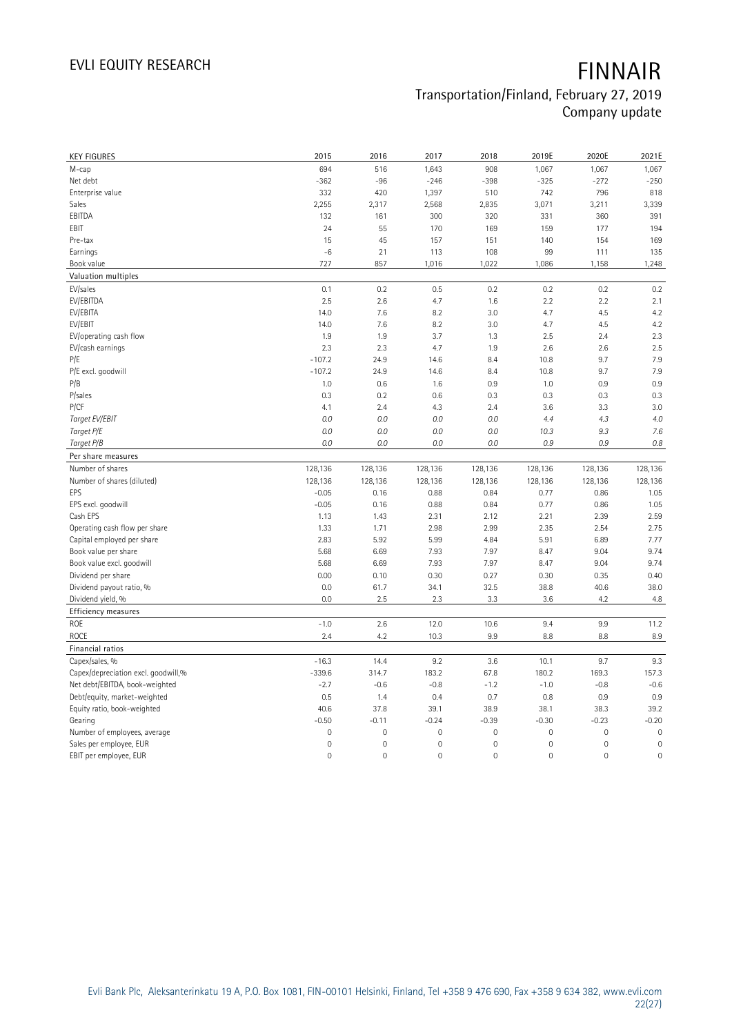# FINNAIR

## Transportation/Finland, February 27, 2019
Company update

| KEY FIGURES | 2015 | 2016 | 2017 | 2018 | 2019E | 2020E | 2021E |
|---|---|---|---|---|---|---|---|
| M-cap | 694 | 516 | 1,643 | 908 | 1,067 | 1,067 | 1,067 |
| Net debt | -362 | -96 | -246 | -398 | -325 | -272 | -250 |
| Enterprise value | 332 | 420 | 1,397 | 510 | 742 | 796 | 818 |
| Sales | 2,255 | 2,317 | 2,568 | 2,835 | 3,071 | 3,211 | 3,339 |
| EBITDA | 132 | 161 | 300 | 320 | 331 | 360 | 391 |
| EBIT | 24 | 55 | 170 | 169 | 159 | 177 | 194 |
| Pre-tax | 15 | 45 | 157 | 151 | 140 | 154 | 169 |
| Earnings | -6 | 21 | 113 | 108 | 99 | 111 | 135 |
| Book value | 727 | 857 | 1,016 | 1,022 | 1,086 | 1,158 | 1,248 |
| **Valuation multiples** | | | | | | | |
| EV/sales | 0.1 | 0.2 | 0.5 | 0.2 | 0.2 | 0.2 | 0.2 |
| EV/EBITDA | 2.5 | 2.6 | 4.7 | 1.6 | 2.2 | 2.2 | 2.1 |
| EV/EBITA | 14.0 | 7.6 | 8.2 | 3.0 | 4.7 | 4.5 | 4.2 |
| EV/EBIT | 14.0 | 7.6 | 8.2 | 3.0 | 4.7 | 4.5 | 4.2 |
| EV/operating cash flow | 1.9 | 1.9 | 3.7 | 1.3 | 2.5 | 2.4 | 2.3 |
| EV/cash earnings | 2.3 | 2.3 | 4.7 | 1.9 | 2.6 | 2.6 | 2.5 |
| P/E | -107.2 | 24.9 | 14.6 | 8.4 | 10.8 | 9.7 | 7.9 |
| P/E excl. goodwill | -107.2 | 24.9 | 14.6 | 8.4 | 10.8 | 9.7 | 7.9 |
| P/B | 1.0 | 0.6 | 1.6 | 0.9 | 1.0 | 0.9 | 0.9 |
| P/sales | 0.3 | 0.2 | 0.6 | 0.3 | 0.3 | 0.3 | 0.3 |
| P/CF | 4.1 | 2.4 | 4.3 | 2.4 | 3.6 | 3.3 | 3.0 |
| *Target EV/EBIT* | *0.0* | *0.0* | *0.0* | *0.0* | *4.4* | *4.3* | *4.0* |
| *Target P/E* | *0.0* | *0.0* | *0.0* | *0.0* | *10.3* | *9.3* | *7.6* |
| *Target P/B* | *0.0* | *0.0* | *0.0* | *0.0* | *0.9* | *0.9* | *0.8* |
| **Per share measures** | | | | | | | |
| Number of shares | 128,136 | 128,136 | 128,136 | 128,136 | 128,136 | 128,136 | 128,136 |
| Number of shares (diluted) | 128,136 | 128,136 | 128,136 | 128,136 | 128,136 | 128,136 | 128,136 |
| EPS | -0.05 | 0.16 | 0.88 | 0.84 | 0.77 | 0.86 | 1.05 |
| EPS excl. goodwill | -0.05 | 0.16 | 0.88 | 0.84 | 0.77 | 0.86 | 1.05 |
| Cash EPS | 1.13 | 1.43 | 2.31 | 2.12 | 2.21 | 2.39 | 2.59 |
| Operating cash flow per share | 1.33 | 1.71 | 2.98 | 2.99 | 2.35 | 2.54 | 2.75 |
| Capital employed per share | 2.83 | 5.92 | 5.99 | 4.84 | 5.91 | 6.89 | 7.77 |
| Book value per share | 5.68 | 6.69 | 7.93 | 7.97 | 8.47 | 9.04 | 9.74 |
| Book value excl. goodwill | 5.68 | 6.69 | 7.93 | 7.97 | 8.47 | 9.04 | 9.74 |
| Dividend per share | 0.00 | 0.10 | 0.30 | 0.27 | 0.30 | 0.35 | 0.40 |
| Dividend payout ratio, % | 0.0 | 61.7 | 34.1 | 32.5 | 38.8 | 40.6 | 38.0 |
| Dividend yield, % | 0.0 | 2.5 | 2.3 | 3.3 | 3.6 | 4.2 | 4.8 |
| **Efficiency measures** | | | | | | | |
| ROE | -1.0 | 2.6 | 12.0 | 10.6 | 9.4 | 9.9 | 11.2 |
| ROCE | 2.4 | 4.2 | 10.3 | 9.9 | 8.8 | 8.8 | 8.9 |
| **Financial ratios** | | | | | | | |
| Capex/sales, % | -16.3 | 14.4 | 9.2 | 3.6 | 10.1 | 9.7 | 9.3 |
| Capex/depreciation excl. goodwill,% | -339.6 | 314.7 | 183.2 | 67.8 | 180.2 | 169.3 | 157.3 |
| Net debt/EBITDA, book-weighted | -2.7 | -0.6 | -0.8 | -1.2 | -1.0 | -0.8 | -0.6 |
| Debt/equity, market-weighted | 0.5 | 1.4 | 0.4 | 0.7 | 0.8 | 0.9 | 0.9 |
| Equity ratio, book-weighted | 40.6 | 37.8 | 39.1 | 38.9 | 38.1 | 38.3 | 39.2 |
| Gearing | -0.50 | -0.11 | -0.24 | -0.39 | -0.30 | -0.23 | -0.20 |
| Number of employees, average | 0 | 0 | 0 | 0 | 0 | 0 | 0 |
| Sales per employee, EUR | 0 | 0 | 0 | 0 | 0 | 0 | 0 |
| EBIT per employee, EUR | 0 | 0 | 0 | 0 | 0 | 0 | 0 |

Evli Bank Plc, Aleksanterinkatu 19 A, P.O. Box 1081, FIN-00101 Helsinki, Finland, Tel +358 9 476 690, Fax +358 9 634 382, www.evli.com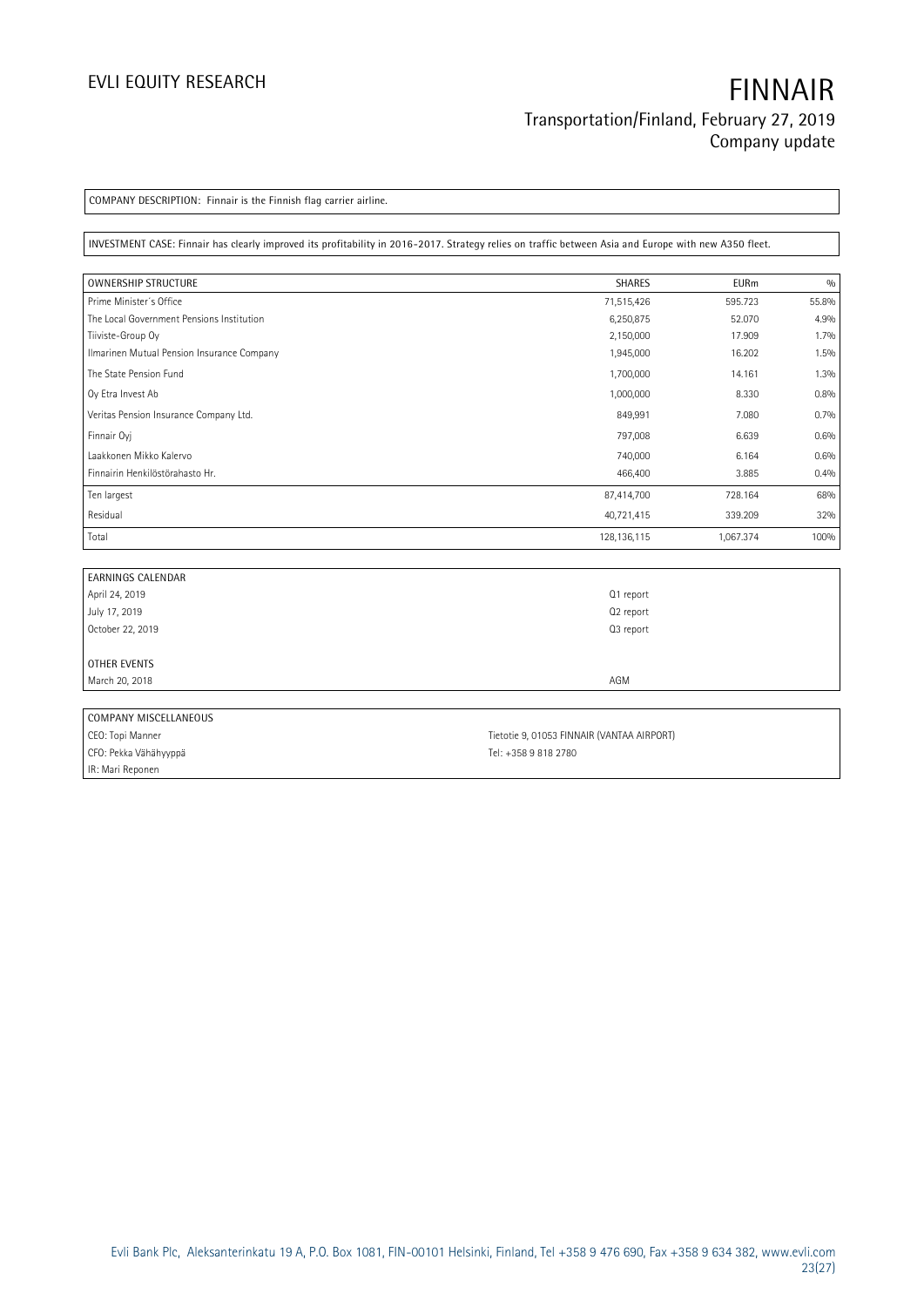COMPANY DESCRIPTION: Finnair is the Finnish flag carrier airline.

INVESTMENT CASE: Finnair has clearly improved its profitability in 2016-2017. Strategy relies on traffic between Asia and Europe with new A350 fleet.

| OWNERSHIP STRUCTURE | SHARES | EURm | % |
|---|---|---|---|
| Prime Minister's Office | 71,515,426 | 595.723 | 55.8% |
| The Local Government Pensions Institution | 6,250,875 | 52.070 | 4.9% |
| Tiiviste-Group Oy | 2,150,000 | 17.909 | 1.7% |
| Ilmarinen Mutual Pension Insurance Company | 1,945,000 | 16.202 | 1.5% |
| The State Pension Fund | 1,700,000 | 14.161 | 1.3% |
| Oy Etra Invest Ab | 1,000,000 | 8.330 | 0.8% |
| Veritas Pension Insurance Company Ltd. | 849,991 | 7.080 | 0.7% |
| Finnair Oyj | 797,008 | 6.639 | 0.6% |
| Laakkonen Mikko Kalervo | 740,000 | 6.164 | 0.6% |
| Finnairin Henkilöstörahasto Hr. | 466,400 | 3.885 | 0.4% |
| Ten largest | 87,414,700 | 728.164 | 68% |
| Residual | 40,721,415 | 339.209 | 32% |
| Total | 128,136,115 | 1,067.374 | 100% |

| EARNINGS CALENDAR | |
|---|---|
| April 24, 2019 | Q1 report |
| July 17, 2019 | Q2 report |
| October 22, 2019 | Q3 report |
| | |
| OTHER EVENTS | |
| March 20, 2018 | AGM |

| COMPANY MISCELLANEOUS | |
|---|---|
| CEO: Topi Manner | Tietotie 9, 01053 FINNAIR (VANTAA AIRPORT) |
| CFO: Pekka Vähähyyppä | Tel: +358 9 818 2780 |
| IR: Mari Reponen | |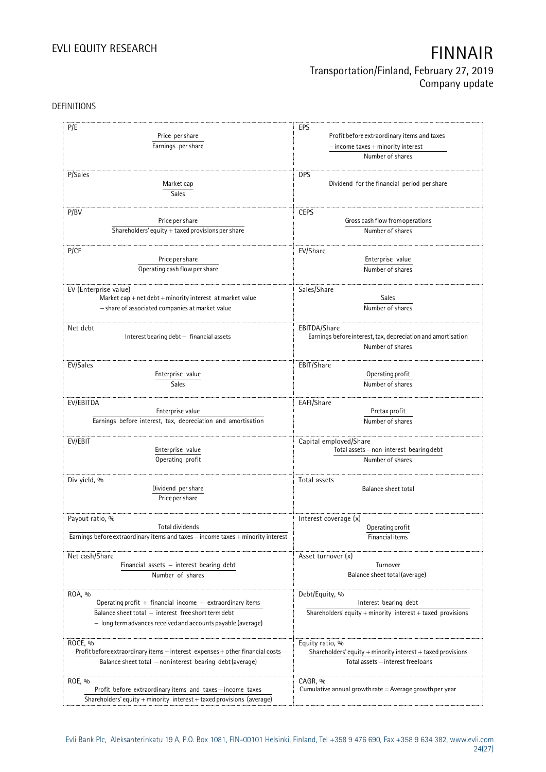DEFINITIONS

| | |
|---|---|
| **P/E**<br>$\frac{\text{Price per share}}{\text{Earnings per share}}$ | **EPS**<br>$\frac{\text{Profit before extraordinary items and taxes} - \text{income taxes} + \text{minority interest}}{\text{Number of shares}}$ |
| **P/Sales**<br>$\frac{\text{Market cap}}{\text{Sales}}$ | **DPS**<br>Dividend for the financial period per share |
| **P/BV**<br>$\frac{\text{Price per share}}{\text{Shareholders' equity} + \text{taxed provisions per share}}$ | **CEPS**<br>$\frac{\text{Gross cash flow from operations}}{\text{Number of shares}}$ |
| **P/CF**<br>$\frac{\text{Price per share}}{\text{Operating cash flow per share}}$ | **EV/Share**<br>$\frac{\text{Enterprise value}}{\text{Number of shares}}$ |
| **EV (Enterprise value)**<br>Market cap + net debt + minority interest at market value − share of associated companies at market value | **Sales/Share**<br>$\frac{\text{Sales}}{\text{Number of shares}}$ |
| **Net debt**<br>Interest bearing debt − financial assets | **EBITDA/Share**<br>$\frac{\text{Earnings before interest, tax, depreciation and amortisation}}{\text{Number of shares}}$ |
| **EV/Sales**<br>$\frac{\text{Enterprise value}}{\text{Sales}}$ | **EBIT/Share**<br>$\frac{\text{Operating profit}}{\text{Number of shares}}$ |
| **EV/EBITDA**<br>$\frac{\text{Enterprise value}}{\text{Earnings before interest, tax, depreciation and amortisation}}$ | **EAFI/Share**<br>$\frac{\text{Pretax profit}}{\text{Number of shares}}$ |
| **EV/EBIT**<br>$\frac{\text{Enterprise value}}{\text{Operating profit}}$ | **Capital employed/Share**<br>$\frac{\text{Total assets} - \text{non interest bearing debt}}{\text{Number of shares}}$ |
| **Div yield, %**<br>$\frac{\text{Dividend per share}}{\text{Price per share}}$ | **Total assets**<br>Balance sheet total |
| **Payout ratio, %**<br>$\frac{\text{Total dividends}}{\text{Earnings before extraordinary items and taxes} - \text{income taxes} + \text{minority interest}}$ | **Interest coverage (x)**<br>$\frac{\text{Operating profit}}{\text{Financial items}}$ |
| **Net cash/Share**<br>$\frac{\text{Financial assets} - \text{interest bearing debt}}{\text{Number of shares}}$ | **Asset turnover (x)**<br>$\frac{\text{Turnover}}{\text{Balance sheet total (average)}}$ |
| **ROA, %**<br>$\frac{\text{Operating profit} + \text{financial income} + \text{extraordinary items}}{\text{Balance sheet total} - \text{interest free short term debt} - \text{long term advances received and accounts payable (average)}}$ | **Debt/Equity, %**<br>$\frac{\text{Interest bearing debt}}{\text{Shareholders' equity} + \text{minority interest} + \text{taxed provisions}}$ |
| **ROCE, %**<br>$\frac{\text{Profit before extraordinary items} + \text{interest expenses} + \text{other financial costs}}{\text{Balance sheet total} - \text{non interest bearing debt (average)}}$ | **Equity ratio, %**<br>$\frac{\text{Shareholders' equity} + \text{minority interest} + \text{taxed provisions}}{\text{Total assets} - \text{interest free loans}}$ |
| **ROE, %**<br>$\frac{\text{Profit before extraordinary items and taxes} - \text{income taxes}}{\text{Shareholders' equity} + \text{minority interest} + \text{taxed provisions (average)}}$ | **CAGR, %**<br>Cumulative annual growth rate = Average growth per year |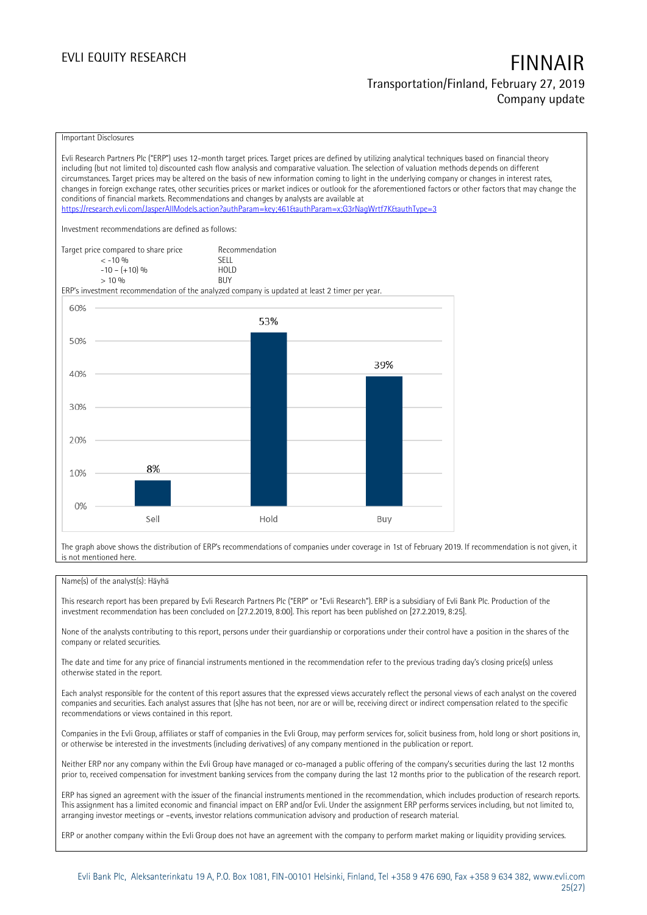Important Disclosures

Evli Research Partners Plc ("ERP") uses 12-month target prices. Target prices are defined by utilizing analytical techniques based on financial theory including (but not limited to) discounted cash flow analysis and comparative valuation. The selection of valuation methods depends on different circumstances. Target prices may be altered on the basis of new information coming to light in the underlying company or changes in interest rates, changes in foreign exchange rates, other securities prices or market indices or outlook for the aforementioned factors or other factors that may change the conditions of financial markets. Recommendations and changes by analysts are available at https://research.evli.com/JasperAllModels.action?authParam=key;461&authParam=x;G3rNagWrtf7K&authType=3

Investment recommendations are defined as follows:

| Target price compared to share price | Recommendation |
|---|---|
| < -10 % | SELL |
| -10 – (+10) % | HOLD |
| > 10 % | BUY |

ERP's investment recommendation of the analyzed company is updated at least 2 timer per year.

| | Sell | Hold | Buy |
|---|---|---|---|
| Share | 8% | 53% | 39% |

The graph above shows the distribution of ERP's recommendations of companies under coverage in 1st of February 2019. If recommendation is not given, it is not mentioned here.

Name(s) of the analyst(s): Häyhä

This research report has been prepared by Evli Research Partners Plc ("ERP" or "Evli Research"). ERP is a subsidiary of Evli Bank Plc. Production of the investment recommendation has been concluded on [27.2.2019, 8:00]. This report has been published on [27.2.2019, 8:25].

None of the analysts contributing to this report, persons under their guardianship or corporations under their control have a position in the shares of the company or related securities.

The date and time for any price of financial instruments mentioned in the recommendation refer to the previous trading day's closing price(s) unless otherwise stated in the report.

Each analyst responsible for the content of this report assures that the expressed views accurately reflect the personal views of each analyst on the covered companies and securities. Each analyst assures that (s)he has not been, nor are or will be, receiving direct or indirect compensation related to the specific recommendations or views contained in this report.

Companies in the Evli Group, affiliates or staff of companies in the Evli Group, may perform services for, solicit business from, hold long or short positions in, or otherwise be interested in the investments (including derivatives) of any company mentioned in the publication or report.

Neither ERP nor any company within the Evli Group have managed or co-managed a public offering of the company's securities during the last 12 months prior to, received compensation for investment banking services from the company during the last 12 months prior to the publication of the research report.

ERP has signed an agreement with the issuer of the financial instruments mentioned in the recommendation, which includes production of research reports. This assignment has a limited economic and financial impact on ERP and/or Evli. Under the assignment ERP performs services including, but not limited to, arranging investor meetings or –events, investor relations communication advisory and production of research material.

ERP or another company within the Evli Group does not have an agreement with the company to perform market making or liquidity providing services.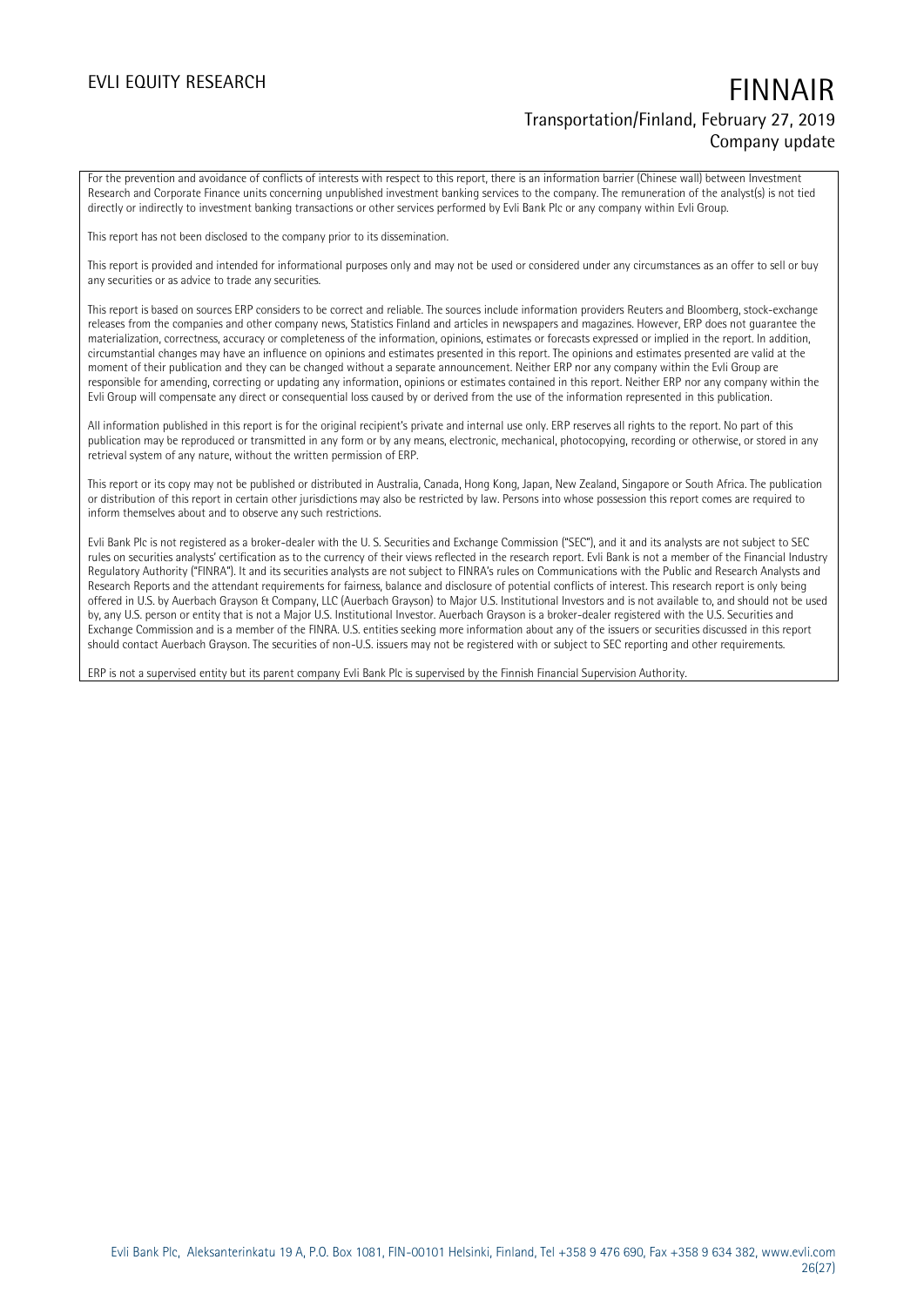For the prevention and avoidance of conflicts of interests with respect to this report, there is an information barrier (Chinese wall) between Investment Research and Corporate Finance units concerning unpublished investment banking services to the company. The remuneration of the analyst(s) is not tied directly or indirectly to investment banking transactions or other services performed by Evli Bank Plc or any company within Evli Group.

This report has not been disclosed to the company prior to its dissemination.

This report is provided and intended for informational purposes only and may not be used or considered under any circumstances as an offer to sell or buy any securities or as advice to trade any securities.

This report is based on sources ERP considers to be correct and reliable. The sources include information providers Reuters and Bloomberg, stock-exchange releases from the companies and other company news, Statistics Finland and articles in newspapers and magazines. However, ERP does not guarantee the materialization, correctness, accuracy or completeness of the information, opinions, estimates or forecasts expressed or implied in the report. In addition, circumstantial changes may have an influence on opinions and estimates presented in this report. The opinions and estimates presented are valid at the moment of their publication and they can be changed without a separate announcement. Neither ERP nor any company within the Evli Group are responsible for amending, correcting or updating any information, opinions or estimates contained in this report. Neither ERP nor any company within the Evli Group will compensate any direct or consequential loss caused by or derived from the use of the information represented in this publication.

All information published in this report is for the original recipient's private and internal use only. ERP reserves all rights to the report. No part of this publication may be reproduced or transmitted in any form or by any means, electronic, mechanical, photocopying, recording or otherwise, or stored in any retrieval system of any nature, without the written permission of ERP.

This report or its copy may not be published or distributed in Australia, Canada, Hong Kong, Japan, New Zealand, Singapore or South Africa. The publication or distribution of this report in certain other jurisdictions may also be restricted by law. Persons into whose possession this report comes are required to inform themselves about and to observe any such restrictions.

Evli Bank Plc is not registered as a broker-dealer with the U. S. Securities and Exchange Commission ("SEC"), and it and its analysts are not subject to SEC rules on securities analysts' certification as to the currency of their views reflected in the research report. Evli Bank is not a member of the Financial Industry Regulatory Authority ("FINRA"). It and its securities analysts are not subject to FINRA's rules on Communications with the Public and Research Analysts and Research Reports and the attendant requirements for fairness, balance and disclosure of potential conflicts of interest. This research report is only being offered in U.S. by Auerbach Grayson & Company, LLC (Auerbach Grayson) to Major U.S. Institutional Investors and is not available to, and should not be used by, any U.S. person or entity that is not a Major U.S. Institutional Investor. Auerbach Grayson is a broker-dealer registered with the U.S. Securities and Exchange Commission and is a member of the FINRA. U.S. entities seeking more information about any of the issuers or securities discussed in this report should contact Auerbach Grayson. The securities of non-U.S. issuers may not be registered with or subject to SEC reporting and other requirements.

ERP is not a supervised entity but its parent company Evli Bank Plc is supervised by the Finnish Financial Supervision Authority.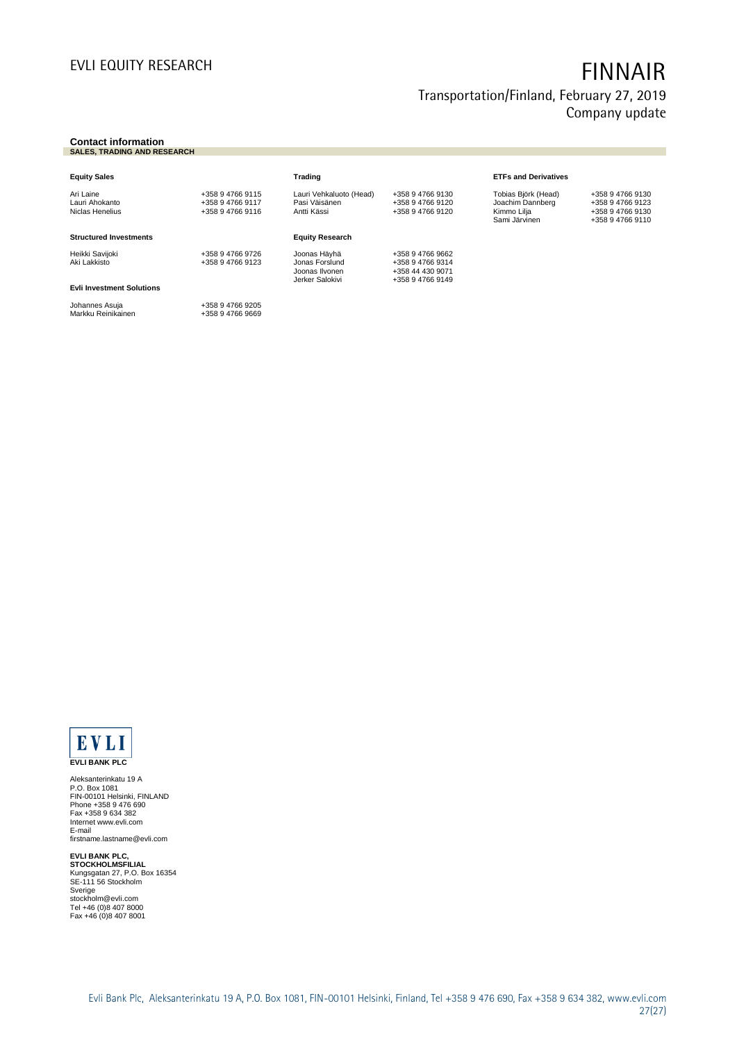**Contact information**

**SALES, TRADING AND RESEARCH**

**Equity Sales**

| | |
|---|---|
| Ari Laine | +358 9 4766 9115 |
| Lauri Ahokanto | +358 9 4766 9117 |
| Niclas Henelius | +358 9 4766 9116 |

**Structured Investments**

| | |
|---|---|
| Heikki Savijoki | +358 9 4766 9726 |
| Aki Lakkisto | +358 9 4766 9123 |

**Evli Investment Solutions**

| | |
|---|---|
| Johannes Asuja | +358 9 4766 9205 |
| Markku Reinikainen | +358 9 4766 9669 |

**Trading**

| | |
|---|---|
| Lauri Vehkaluoto (Head) | +358 9 4766 9130 |
| Pasi Väisänen | +358 9 4766 9120 |
| Antti Kässi | +358 9 4766 9120 |

**Equity Research**

| | |
|---|---|
| Joonas Häyhä | +358 9 4766 9662 |
| Jonas Forslund | +358 9 4766 9314 |
| Joonas Ilvonen | +358 44 430 9071 |
| Jerker Salokivi | +358 9 4766 9149 |

**ETFs and Derivatives**

| | |
|---|---|
| Tobias Björk (Head) | +358 9 4766 9130 |
| Joachim Dannberg | +358 9 4766 9123 |
| Kimmo Lilja | +358 9 4766 9130 |
| Sami Järvinen | +358 9 4766 9110 |

**EVLI BANK PLC**

Aleksanterinkatu 19 A
P.O. Box 1081
FIN-00101 Helsinki, FINLAND
Phone +358 9 476 690
Fax +358 9 634 382
Internet www.evli.com
E-mail
firstname.lastname@evli.com

**EVLI BANK PLC, STOCKHOLMSFILIAL**
Kungsgatan 27, P.O. Box 16354
SE-111 56 Stockholm
Sverige
stockholm@evli.com
Tel +46 (0)8 407 8000
Fax +46 (0)8 407 8001